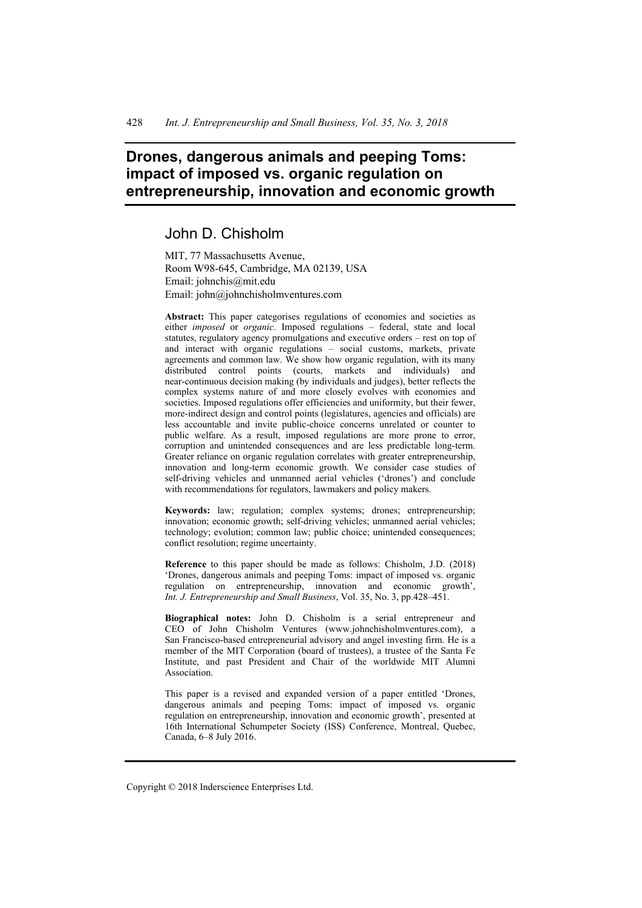# Drones, dangerous animals and peeping Toms: impact of imposed vs. organic regulation on entrepreneurship, innovation and economic growth

## John D. Chisholm

MIT, 77 Massachusetts Avenue,
Room W98-645, Cambridge, MA 02139, USA
Email: johnchis@mit.edu
Email: john@johnchisholmventures.com

**Abstract:** This paper categorises regulations of economies and societies as either *imposed* or *organic*. Imposed regulations – federal, state and local statutes, regulatory agency promulgations and executive orders – rest on top of and interact with organic regulations – social customs, markets, private agreements and common law. We show how organic regulation, with its many distributed control points (courts, markets and individuals) and near-continuous decision making (by individuals and judges), better reflects the complex systems nature of and more closely evolves with economies and societies. Imposed regulations offer efficiencies and uniformity, but their fewer, more-indirect design and control points (legislatures, agencies and officials) are less accountable and invite public-choice concerns unrelated or counter to public welfare. As a result, imposed regulations are more prone to error, corruption and unintended consequences and are less predictable long-term. Greater reliance on organic regulation correlates with greater entrepreneurship, innovation and long-term economic growth. We consider case studies of self-driving vehicles and unmanned aerial vehicles ('drones') and conclude with recommendations for regulators, lawmakers and policy makers.

**Keywords:** law; regulation; complex systems; drones; entrepreneurship; innovation; economic growth; self-driving vehicles; unmanned aerial vehicles; technology; evolution; common law; public choice; unintended consequences; conflict resolution; regime uncertainty.

**Reference** to this paper should be made as follows: Chisholm, J.D. (2018) 'Drones, dangerous animals and peeping Toms: impact of imposed vs. organic regulation on entrepreneurship, innovation and economic growth', *Int. J. Entrepreneurship and Small Business*, Vol. 35, No. 3, pp.428–451.

**Biographical notes:** John D. Chisholm is a serial entrepreneur and CEO of John Chisholm Ventures (www.johnchisholmventures.com), a San Francisco-based entrepreneurial advisory and angel investing firm. He is a member of the MIT Corporation (board of trustees), a trustee of the Santa Fe Institute, and past President and Chair of the worldwide MIT Alumni Association.

This paper is a revised and expanded version of a paper entitled 'Drones, dangerous animals and peeping Toms: impact of imposed vs. organic regulation on entrepreneurship, innovation and economic growth', presented at 16th International Schumpeter Society (ISS) Conference, Montreal, Quebec, Canada, 6–8 July 2016.

Copyright © 2018 Inderscience Enterprises Ltd.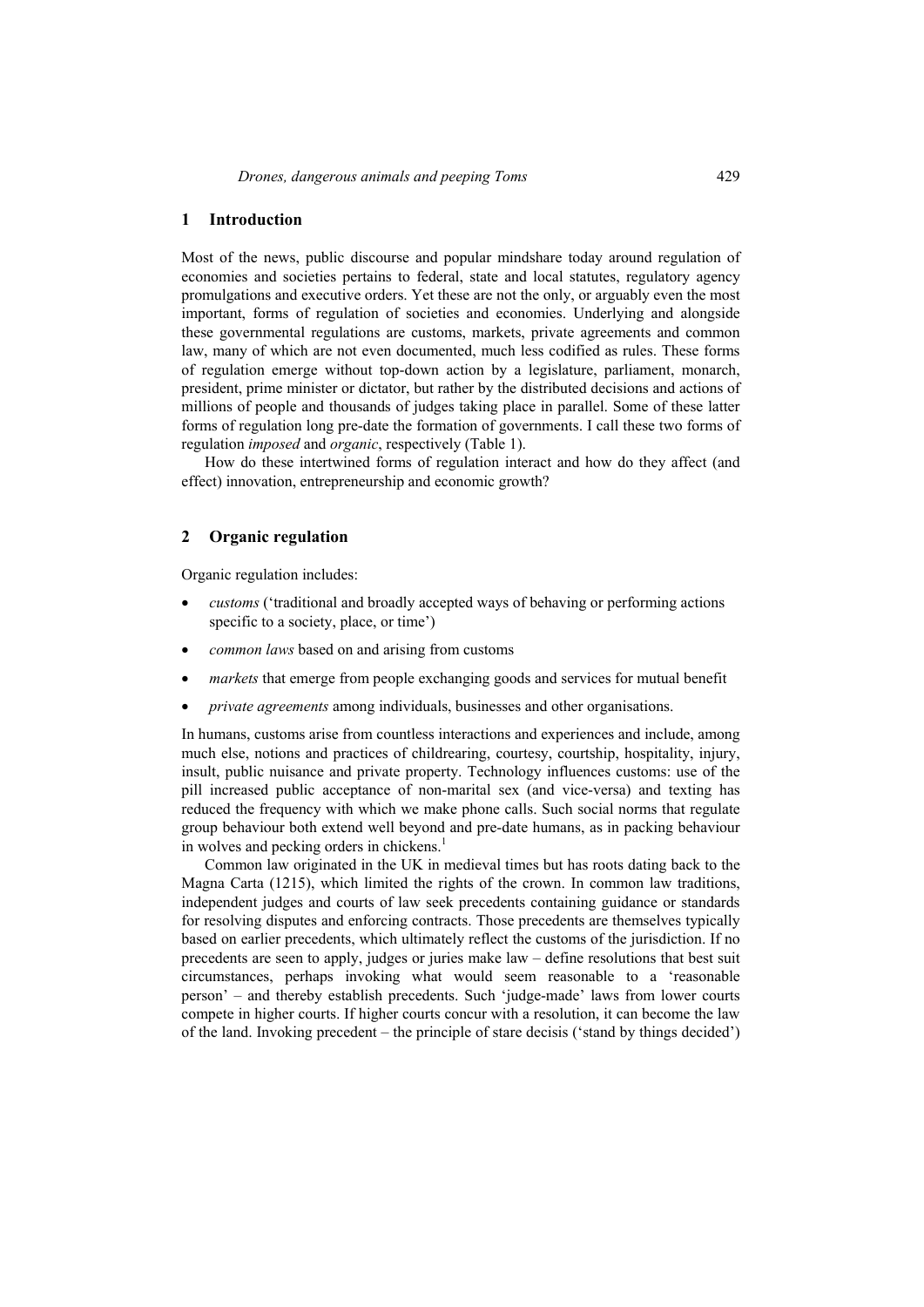## 1 Introduction

Most of the news, public discourse and popular mindshare today around regulation of economies and societies pertains to federal, state and local statutes, regulatory agency promulgations and executive orders. Yet these are not the only, or arguably even the most important, forms of regulation of societies and economies. Underlying and alongside these governmental regulations are customs, markets, private agreements and common law, many of which are not even documented, much less codified as rules. These forms of regulation emerge without top-down action by a legislature, parliament, monarch, president, prime minister or dictator, but rather by the distributed decisions and actions of millions of people and thousands of judges taking place in parallel. Some of these latter forms of regulation long pre-date the formation of governments. I call these two forms of regulation *imposed* and *organic*, respectively (Table 1).

How do these intertwined forms of regulation interact and how do they affect (and effect) innovation, entrepreneurship and economic growth?

## 2 Organic regulation

Organic regulation includes:

- *customs* ('traditional and broadly accepted ways of behaving or performing actions specific to a society, place, or time')
- *common laws* based on and arising from customs
- *markets* that emerge from people exchanging goods and services for mutual benefit
- *private agreements* among individuals, businesses and other organisations.

In humans, customs arise from countless interactions and experiences and include, among much else, notions and practices of childrearing, courtesy, courtship, hospitality, injury, insult, public nuisance and private property. Technology influences customs: use of the pill increased public acceptance of non-marital sex (and vice-versa) and texting has reduced the frequency with which we make phone calls. Such social norms that regulate group behaviour both extend well beyond and pre-date humans, as in packing behaviour in wolves and pecking orders in chickens.[1]

Common law originated in the UK in medieval times but has roots dating back to the Magna Carta (1215), which limited the rights of the crown. In common law traditions, independent judges and courts of law seek precedents containing guidance or standards for resolving disputes and enforcing contracts. Those precedents are themselves typically based on earlier precedents, which ultimately reflect the customs of the jurisdiction. If no precedents are seen to apply, judges or juries make law – define resolutions that best suit circumstances, perhaps invoking what would seem reasonable to a 'reasonable person' – and thereby establish precedents. Such 'judge-made' laws from lower courts compete in higher courts. If higher courts concur with a resolution, it can become the law of the land. Invoking precedent – the principle of stare decisis ('stand by things decided')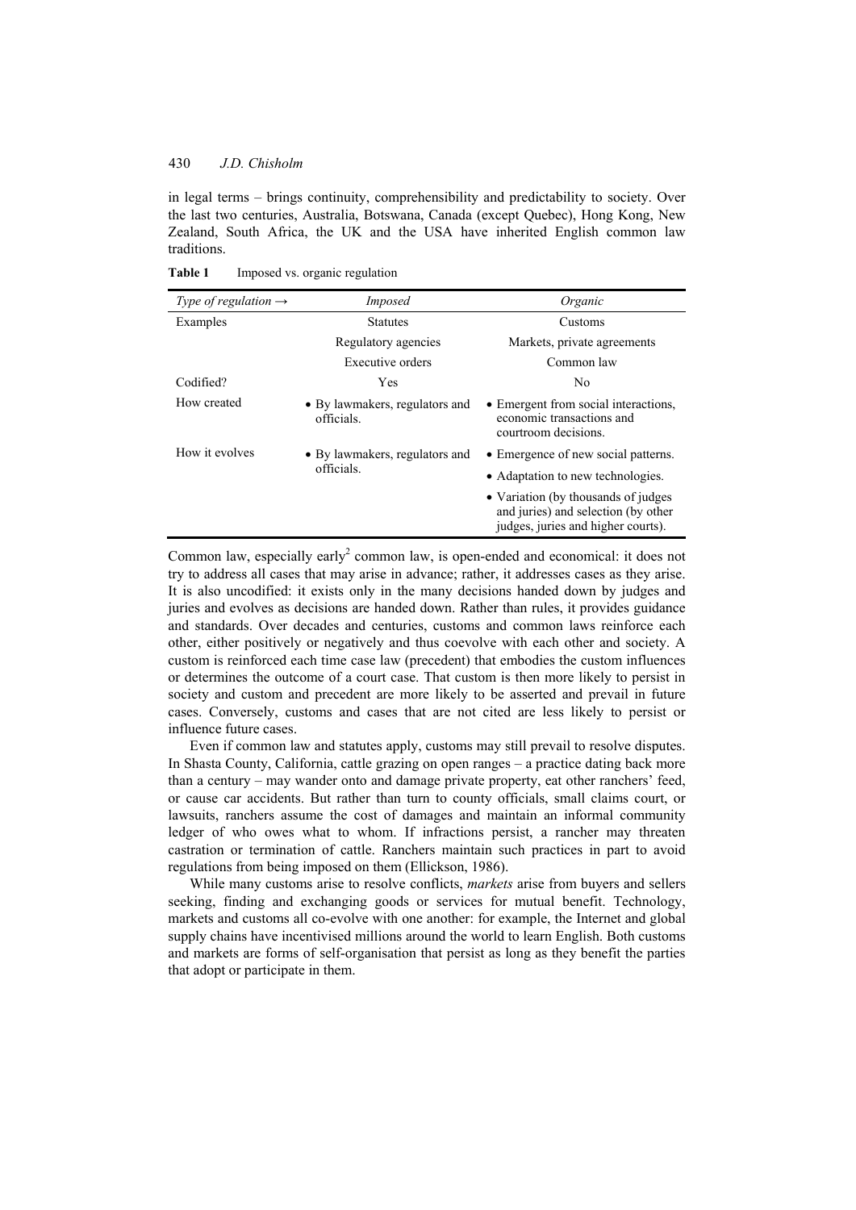in legal terms – brings continuity, comprehensibility and predictability to society. Over the last two centuries, Australia, Botswana, Canada (except Quebec), Hong Kong, New Zealand, South Africa, the UK and the USA have inherited English common law traditions.

**Table 1** Imposed vs. organic regulation

| *Type of regulation →* | *Imposed* | *Organic* |
|---|---|---|
| Examples | Statutes | Customs |
| | Regulatory agencies | Markets, private agreements |
| | Executive orders | Common law |
| Codified? | Yes | No |
| How created | • By lawmakers, regulators and officials. | • Emergent from social interactions, economic transactions and courtroom decisions. |
| How it evolves | • By lawmakers, regulators and officials. | • Emergence of new social patterns. |
| | | • Adaptation to new technologies. |
| | | • Variation (by thousands of judges and juries) and selection (by other judges, juries and higher courts). |

Common law, especially early[2] common law, is open-ended and economical: it does not try to address all cases that may arise in advance; rather, it addresses cases as they arise. It is also uncodified: it exists only in the many decisions handed down by judges and juries and evolves as decisions are handed down. Rather than rules, it provides guidance and standards. Over decades and centuries, customs and common laws reinforce each other, either positively or negatively and thus coevolve with each other and society. A custom is reinforced each time case law (precedent) that embodies the custom influences or determines the outcome of a court case. That custom is then more likely to persist in society and custom and precedent are more likely to be asserted and prevail in future cases. Conversely, customs and cases that are not cited are less likely to persist or influence future cases.

Even if common law and statutes apply, customs may still prevail to resolve disputes. In Shasta County, California, cattle grazing on open ranges – a practice dating back more than a century – may wander onto and damage private property, eat other ranchers' feed, or cause car accidents. But rather than turn to county officials, small claims court, or lawsuits, ranchers assume the cost of damages and maintain an informal community ledger of who owes what to whom. If infractions persist, a rancher may threaten castration or termination of cattle. Ranchers maintain such practices in part to avoid regulations from being imposed on them (Ellickson, 1986).

While many customs arise to resolve conflicts, *markets* arise from buyers and sellers seeking, finding and exchanging goods or services for mutual benefit. Technology, markets and customs all co-evolve with one another: for example, the Internet and global supply chains have incentivised millions around the world to learn English. Both customs and markets are forms of self-organisation that persist as long as they benefit the parties that adopt or participate in them.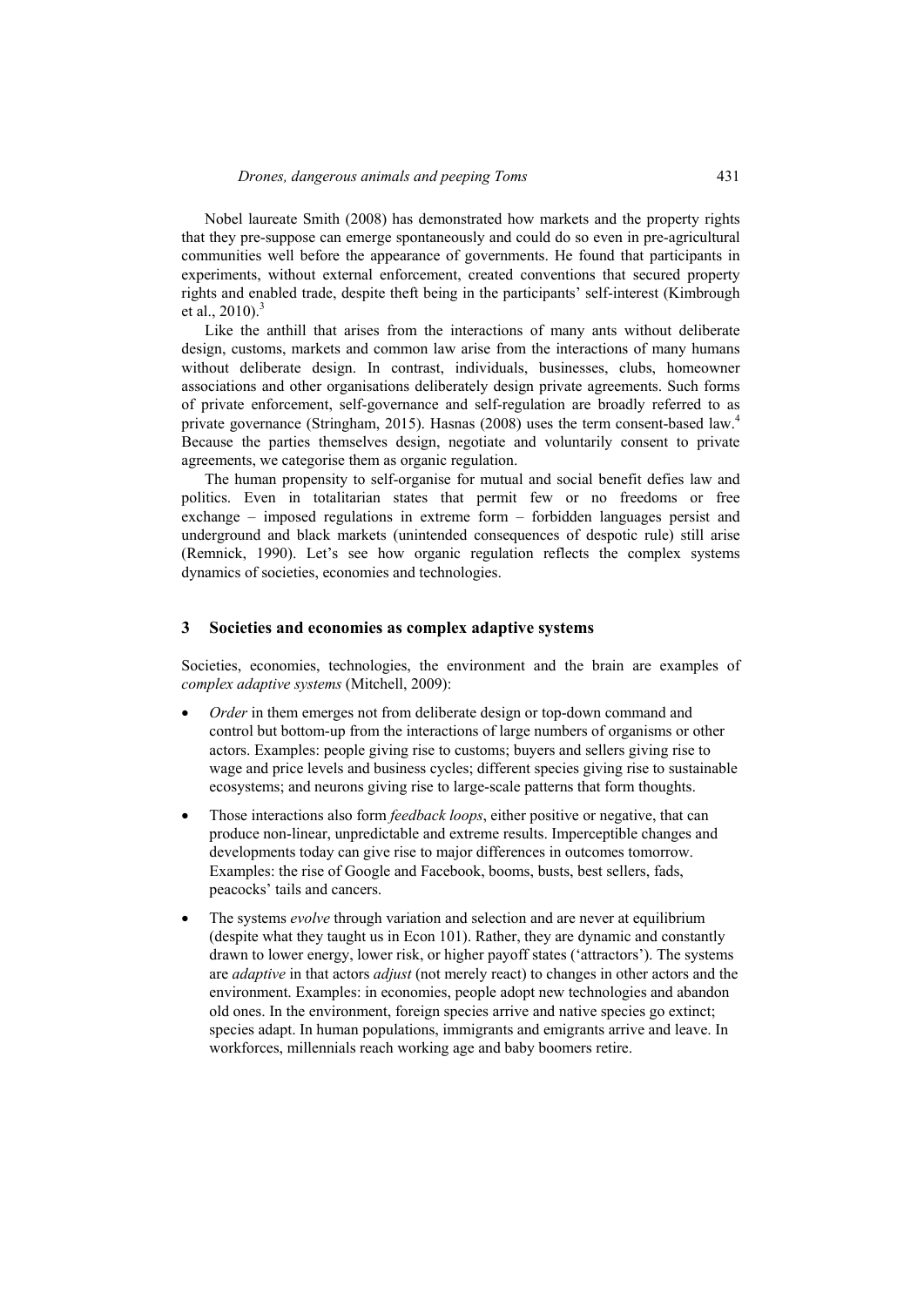Nobel laureate Smith (2008) has demonstrated how markets and the property rights that they pre-suppose can emerge spontaneously and could do so even in pre-agricultural communities well before the appearance of governments. He found that participants in experiments, without external enforcement, created conventions that secured property rights and enabled trade, despite theft being in the participants' self-interest (Kimbrough et al., 2010).[3]

Like the anthill that arises from the interactions of many ants without deliberate design, customs, markets and common law arise from the interactions of many humans without deliberate design. In contrast, individuals, businesses, clubs, homeowner associations and other organisations deliberately design private agreements. Such forms of private enforcement, self-governance and self-regulation are broadly referred to as private governance (Stringham, 2015). Hasnas (2008) uses the term consent-based law.[4] Because the parties themselves design, negotiate and voluntarily consent to private agreements, we categorise them as organic regulation.

The human propensity to self-organise for mutual and social benefit defies law and politics. Even in totalitarian states that permit few or no freedoms or free exchange – imposed regulations in extreme form – forbidden languages persist and underground and black markets (unintended consequences of despotic rule) still arise (Remnick, 1990). Let's see how organic regulation reflects the complex systems dynamics of societies, economies and technologies.

## 3 Societies and economies as complex adaptive systems

Societies, economies, technologies, the environment and the brain are examples of *complex adaptive systems* (Mitchell, 2009):

- *Order* in them emerges not from deliberate design or top-down command and control but bottom-up from the interactions of large numbers of organisms or other actors. Examples: people giving rise to customs; buyers and sellers giving rise to wage and price levels and business cycles; different species giving rise to sustainable ecosystems; and neurons giving rise to large-scale patterns that form thoughts.
- Those interactions also form *feedback loops*, either positive or negative, that can produce non-linear, unpredictable and extreme results. Imperceptible changes and developments today can give rise to major differences in outcomes tomorrow. Examples: the rise of Google and Facebook, booms, busts, best sellers, fads, peacocks' tails and cancers.
- The systems *evolve* through variation and selection and are never at equilibrium (despite what they taught us in Econ 101). Rather, they are dynamic and constantly drawn to lower energy, lower risk, or higher payoff states ('attractors'). The systems are *adaptive* in that actors *adjust* (not merely react) to changes in other actors and the environment. Examples: in economies, people adopt new technologies and abandon old ones. In the environment, foreign species arrive and native species go extinct; species adapt. In human populations, immigrants and emigrants arrive and leave. In workforces, millennials reach working age and baby boomers retire.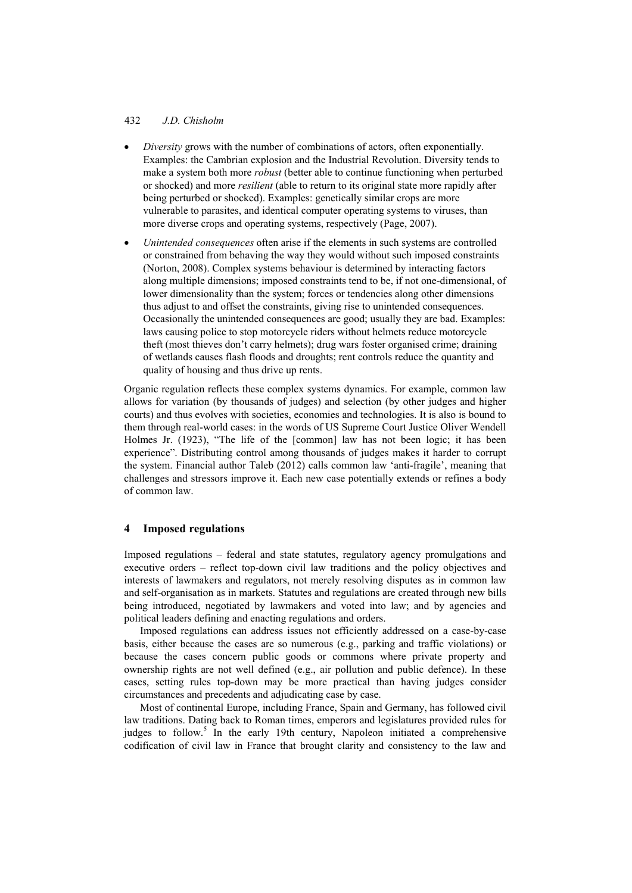- *Diversity* grows with the number of combinations of actors, often exponentially. Examples: the Cambrian explosion and the Industrial Revolution. Diversity tends to make a system both more *robust* (better able to continue functioning when perturbed or shocked) and more *resilient* (able to return to its original state more rapidly after being perturbed or shocked). Examples: genetically similar crops are more vulnerable to parasites, and identical computer operating systems to viruses, than more diverse crops and operating systems, respectively (Page, 2007).
- *Unintended consequences* often arise if the elements in such systems are controlled or constrained from behaving the way they would without such imposed constraints (Norton, 2008). Complex systems behaviour is determined by interacting factors along multiple dimensions; imposed constraints tend to be, if not one-dimensional, of lower dimensionality than the system; forces or tendencies along other dimensions thus adjust to and offset the constraints, giving rise to unintended consequences. Occasionally the unintended consequences are good; usually they are bad. Examples: laws causing police to stop motorcycle riders without helmets reduce motorcycle theft (most thieves don't carry helmets); drug wars foster organised crime; draining of wetlands causes flash floods and droughts; rent controls reduce the quantity and quality of housing and thus drive up rents.

Organic regulation reflects these complex systems dynamics. For example, common law allows for variation (by thousands of judges) and selection (by other judges and higher courts) and thus evolves with societies, economies and technologies. It is also is bound to them through real-world cases: in the words of US Supreme Court Justice Oliver Wendell Holmes Jr. (1923), "The life of the [common] law has not been logic; it has been experience". Distributing control among thousands of judges makes it harder to corrupt the system. Financial author Taleb (2012) calls common law 'anti-fragile', meaning that challenges and stressors improve it. Each new case potentially extends or refines a body of common law.

## 4 Imposed regulations

Imposed regulations – federal and state statutes, regulatory agency promulgations and executive orders – reflect top-down civil law traditions and the policy objectives and interests of lawmakers and regulators, not merely resolving disputes as in common law and self-organisation as in markets. Statutes and regulations are created through new bills being introduced, negotiated by lawmakers and voted into law; and by agencies and political leaders defining and enacting regulations and orders.

Imposed regulations can address issues not efficiently addressed on a case-by-case basis, either because the cases are so numerous (e.g., parking and traffic violations) or because the cases concern public goods or commons where private property and ownership rights are not well defined (e.g., air pollution and public defence). In these cases, setting rules top-down may be more practical than having judges consider circumstances and precedents and adjudicating case by case.

Most of continental Europe, including France, Spain and Germany, has followed civil law traditions. Dating back to Roman times, emperors and legislatures provided rules for judges to follow.[5] In the early 19th century, Napoleon initiated a comprehensive codification of civil law in France that brought clarity and consistency to the law and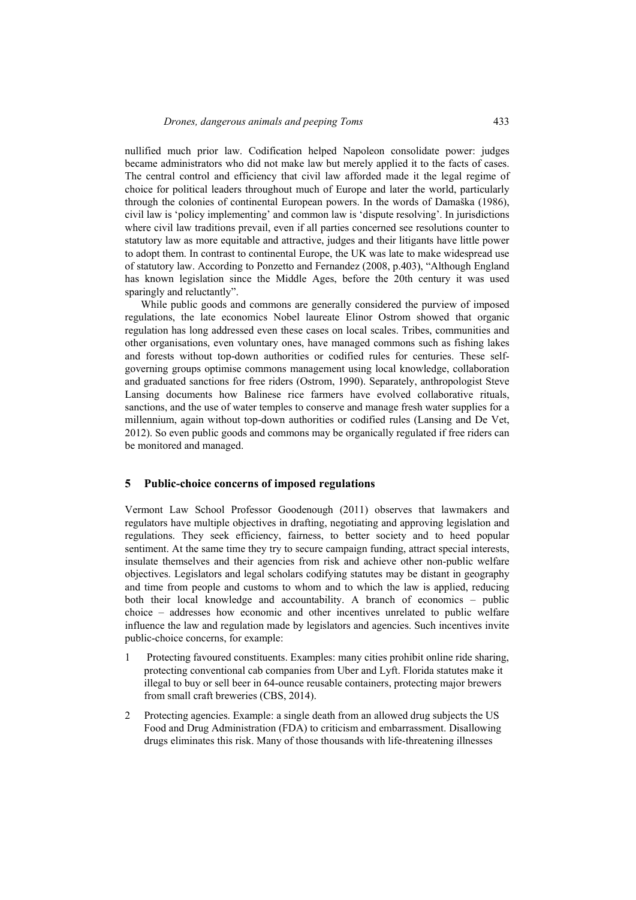nullified much prior law. Codification helped Napoleon consolidate power: judges became administrators who did not make law but merely applied it to the facts of cases. The central control and efficiency that civil law afforded made it the legal regime of choice for political leaders throughout much of Europe and later the world, particularly through the colonies of continental European powers. In the words of Damaška (1986), civil law is 'policy implementing' and common law is 'dispute resolving'. In jurisdictions where civil law traditions prevail, even if all parties concerned see resolutions counter to statutory law as more equitable and attractive, judges and their litigants have little power to adopt them. In contrast to continental Europe, the UK was late to make widespread use of statutory law. According to Ponzetto and Fernandez (2008, p.403), "Although England has known legislation since the Middle Ages, before the 20th century it was used sparingly and reluctantly".

While public goods and commons are generally considered the purview of imposed regulations, the late economics Nobel laureate Elinor Ostrom showed that organic regulation has long addressed even these cases on local scales. Tribes, communities and other organisations, even voluntary ones, have managed commons such as fishing lakes and forests without top-down authorities or codified rules for centuries. These self-governing groups optimise commons management using local knowledge, collaboration and graduated sanctions for free riders (Ostrom, 1990). Separately, anthropologist Steve Lansing documents how Balinese rice farmers have evolved collaborative rituals, sanctions, and the use of water temples to conserve and manage fresh water supplies for a millennium, again without top-down authorities or codified rules (Lansing and De Vet, 2012). So even public goods and commons may be organically regulated if free riders can be monitored and managed.

## 5 Public-choice concerns of imposed regulations

Vermont Law School Professor Goodenough (2011) observes that lawmakers and regulators have multiple objectives in drafting, negotiating and approving legislation and regulations. They seek efficiency, fairness, to better society and to heed popular sentiment. At the same time they try to secure campaign funding, attract special interests, insulate themselves and their agencies from risk and achieve other non-public welfare objectives. Legislators and legal scholars codifying statutes may be distant in geography and time from people and customs to whom and to which the law is applied, reducing both their local knowledge and accountability. A branch of economics – public choice – addresses how economic and other incentives unrelated to public welfare influence the law and regulation made by legislators and agencies. Such incentives invite public-choice concerns, for example:

1. Protecting favoured constituents. Examples: many cities prohibit online ride sharing, protecting conventional cab companies from Uber and Lyft. Florida statutes make it illegal to buy or sell beer in 64-ounce reusable containers, protecting major brewers from small craft breweries (CBS, 2014).
2. Protecting agencies. Example: a single death from an allowed drug subjects the US Food and Drug Administration (FDA) to criticism and embarrassment. Disallowing drugs eliminates this risk. Many of those thousands with life-threatening illnesses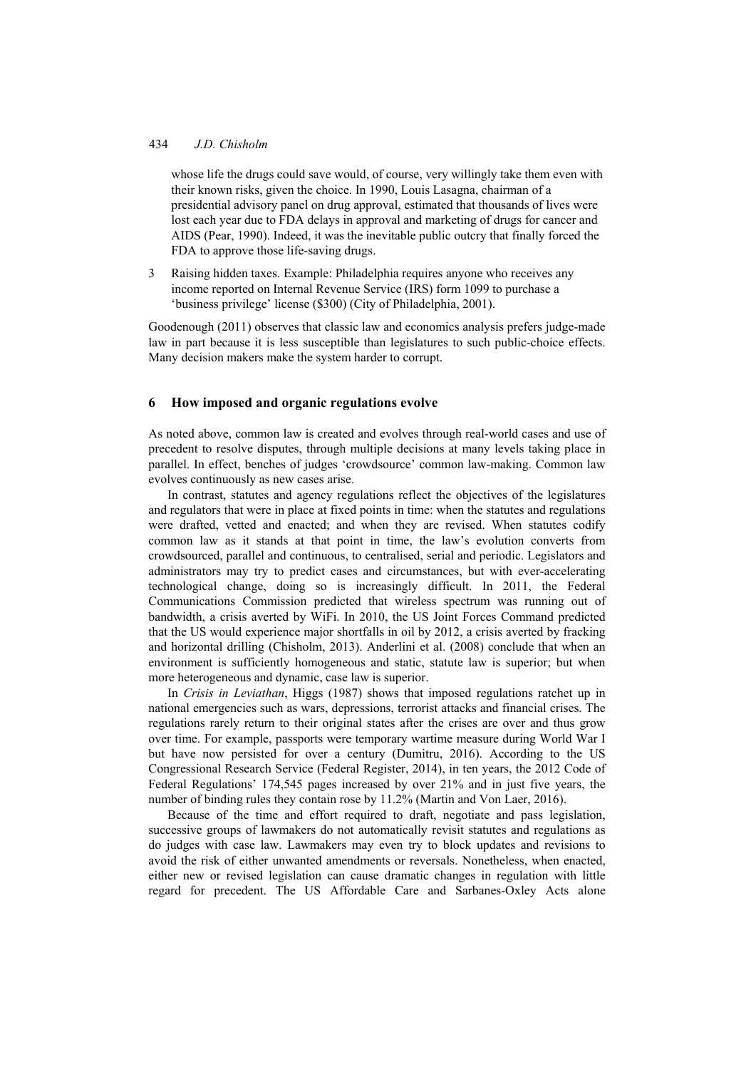whose life the drugs could save would, of course, very willingly take them even with their known risks, given the choice. In 1990, Louis Lasagna, chairman of a presidential advisory panel on drug approval, estimated that thousands of lives were lost each year due to FDA delays in approval and marketing of drugs for cancer and AIDS (Pear, 1990). Indeed, it was the inevitable public outcry that finally forced the FDA to approve those life-saving drugs.

3. Raising hidden taxes. Example: Philadelphia requires anyone who receives any income reported on Internal Revenue Service (IRS) form 1099 to purchase a 'business privilege' license ($300) (City of Philadelphia, 2001).

Goodenough (2011) observes that classic law and economics analysis prefers judge-made law in part because it is less susceptible than legislatures to such public-choice effects. Many decision makers make the system harder to corrupt.

## 6 How imposed and organic regulations evolve

As noted above, common law is created and evolves through real-world cases and use of precedent to resolve disputes, through multiple decisions at many levels taking place in parallel. In effect, benches of judges 'crowdsource' common law-making. Common law evolves continuously as new cases arise.

In contrast, statutes and agency regulations reflect the objectives of the legislatures and regulators that were in place at fixed points in time: when the statutes and regulations were drafted, vetted and enacted; and when they are revised. When statutes codify common law as it stands at that point in time, the law's evolution converts from crowdsourced, parallel and continuous, to centralised, serial and periodic. Legislators and administrators may try to predict cases and circumstances, but with ever-accelerating technological change, doing so is increasingly difficult. In 2011, the Federal Communications Commission predicted that wireless spectrum was running out of bandwidth, a crisis averted by WiFi. In 2010, the US Joint Forces Command predicted that the US would experience major shortfalls in oil by 2012, a crisis averted by fracking and horizontal drilling (Chisholm, 2013). Anderlini et al. (2008) conclude that when an environment is sufficiently homogeneous and static, statute law is superior; but when more heterogeneous and dynamic, case law is superior.

In *Crisis in Leviathan*, Higgs (1987) shows that imposed regulations ratchet up in national emergencies such as wars, depressions, terrorist attacks and financial crises. The regulations rarely return to their original states after the crises are over and thus grow over time. For example, passports were temporary wartime measure during World War I but have now persisted for over a century (Dumitru, 2016). According to the US Congressional Research Service (Federal Register, 2014), in ten years, the 2012 Code of Federal Regulations' 174,545 pages increased by over 21% and in just five years, the number of binding rules they contain rose by 11.2% (Martin and Von Laer, 2016).

Because of the time and effort required to draft, negotiate and pass legislation, successive groups of lawmakers do not automatically revisit statutes and regulations as do judges with case law. Lawmakers may even try to block updates and revisions to avoid the risk of either unwanted amendments or reversals. Nonetheless, when enacted, either new or revised legislation can cause dramatic changes in regulation with little regard for precedent. The US Affordable Care and Sarbanes-Oxley Acts alone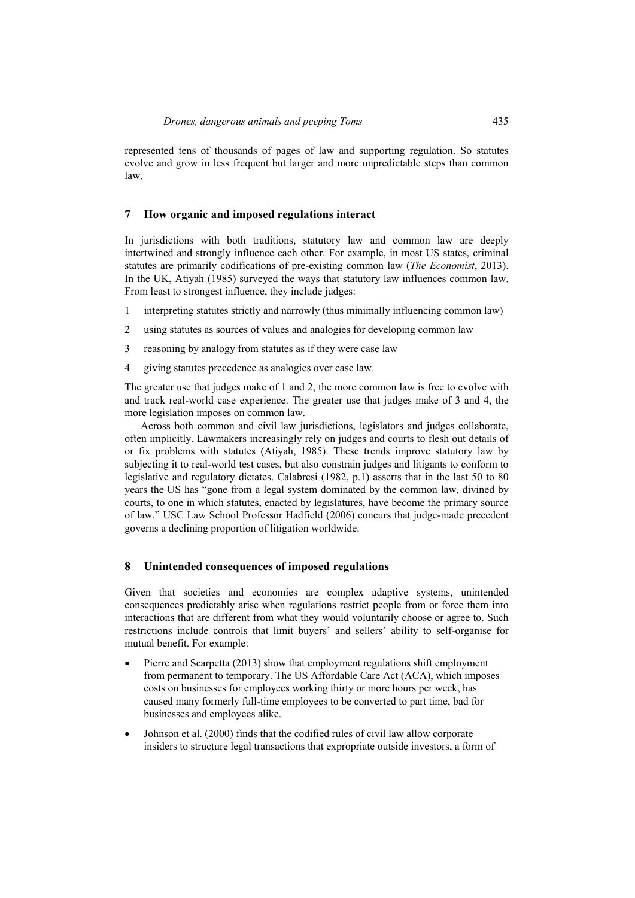represented tens of thousands of pages of law and supporting regulation. So statutes evolve and grow in less frequent but larger and more unpredictable steps than common law.

## 7 How organic and imposed regulations interact

In jurisdictions with both traditions, statutory law and common law are deeply intertwined and strongly influence each other. For example, in most US states, criminal statutes are primarily codifications of pre-existing common law (*The Economist*, 2013). In the UK, Atiyah (1985) surveyed the ways that statutory law influences common law. From least to strongest influence, they include judges:

1. interpreting statutes strictly and narrowly (thus minimally influencing common law)
2. using statutes as sources of values and analogies for developing common law
3. reasoning by analogy from statutes as if they were case law
4. giving statutes precedence as analogies over case law.

The greater use that judges make of 1 and 2, the more common law is free to evolve with and track real-world case experience. The greater use that judges make of 3 and 4, the more legislation imposes on common law.

Across both common and civil law jurisdictions, legislators and judges collaborate, often implicitly. Lawmakers increasingly rely on judges and courts to flesh out details of or fix problems with statutes (Atiyah, 1985). These trends improve statutory law by subjecting it to real-world test cases, but also constrain judges and litigants to conform to legislative and regulatory dictates. Calabresi (1982, p.1) asserts that in the last 50 to 80 years the US has "gone from a legal system dominated by the common law, divined by courts, to one in which statutes, enacted by legislatures, have become the primary source of law." USC Law School Professor Hadfield (2006) concurs that judge-made precedent governs a declining proportion of litigation worldwide.

## 8 Unintended consequences of imposed regulations

Given that societies and economies are complex adaptive systems, unintended consequences predictably arise when regulations restrict people from or force them into interactions that are different from what they would voluntarily choose or agree to. Such restrictions include controls that limit buyers' and sellers' ability to self-organise for mutual benefit. For example:

- Pierre and Scarpetta (2013) show that employment regulations shift employment from permanent to temporary. The US Affordable Care Act (ACA), which imposes costs on businesses for employees working thirty or more hours per week, has caused many formerly full-time employees to be converted to part time, bad for businesses and employees alike.
- Johnson et al. (2000) finds that the codified rules of civil law allow corporate insiders to structure legal transactions that expropriate outside investors, a form of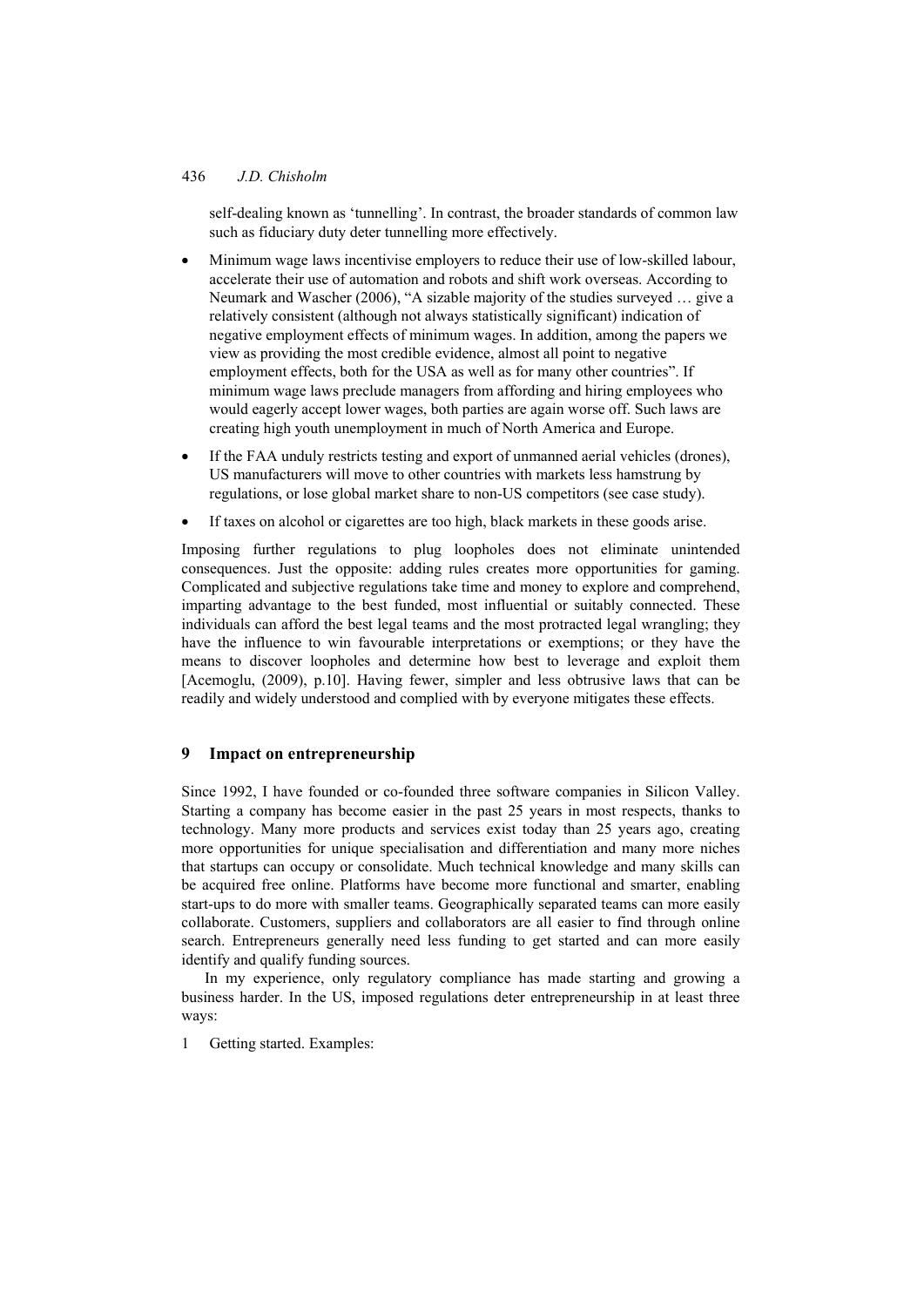self-dealing known as 'tunnelling'. In contrast, the broader standards of common law such as fiduciary duty deter tunnelling more effectively.

- Minimum wage laws incentivise employers to reduce their use of low-skilled labour, accelerate their use of automation and robots and shift work overseas. According to Neumark and Wascher (2006), "A sizable majority of the studies surveyed … give a relatively consistent (although not always statistically significant) indication of negative employment effects of minimum wages. In addition, among the papers we view as providing the most credible evidence, almost all point to negative employment effects, both for the USA as well as for many other countries". If minimum wage laws preclude managers from affording and hiring employees who would eagerly accept lower wages, both parties are again worse off. Such laws are creating high youth unemployment in much of North America and Europe.
- If the FAA unduly restricts testing and export of unmanned aerial vehicles (drones), US manufacturers will move to other countries with markets less hamstrung by regulations, or lose global market share to non-US competitors (see case study).
- If taxes on alcohol or cigarettes are too high, black markets in these goods arise.

Imposing further regulations to plug loopholes does not eliminate unintended consequences. Just the opposite: adding rules creates more opportunities for gaming. Complicated and subjective regulations take time and money to explore and comprehend, imparting advantage to the best funded, most influential or suitably connected. These individuals can afford the best legal teams and the most protracted legal wrangling; they have the influence to win favourable interpretations or exemptions; or they have the means to discover loopholes and determine how best to leverage and exploit them [Acemoglu, (2009), p.10]. Having fewer, simpler and less obtrusive laws that can be readily and widely understood and complied with by everyone mitigates these effects.

## 9 Impact on entrepreneurship

Since 1992, I have founded or co-founded three software companies in Silicon Valley. Starting a company has become easier in the past 25 years in most respects, thanks to technology. Many more products and services exist today than 25 years ago, creating more opportunities for unique specialisation and differentiation and many more niches that startups can occupy or consolidate. Much technical knowledge and many skills can be acquired free online. Platforms have become more functional and smarter, enabling start-ups to do more with smaller teams. Geographically separated teams can more easily collaborate. Customers, suppliers and collaborators are all easier to find through online search. Entrepreneurs generally need less funding to get started and can more easily identify and qualify funding sources.

In my experience, only regulatory compliance has made starting and growing a business harder. In the US, imposed regulations deter entrepreneurship in at least three ways:

1 Getting started. Examples: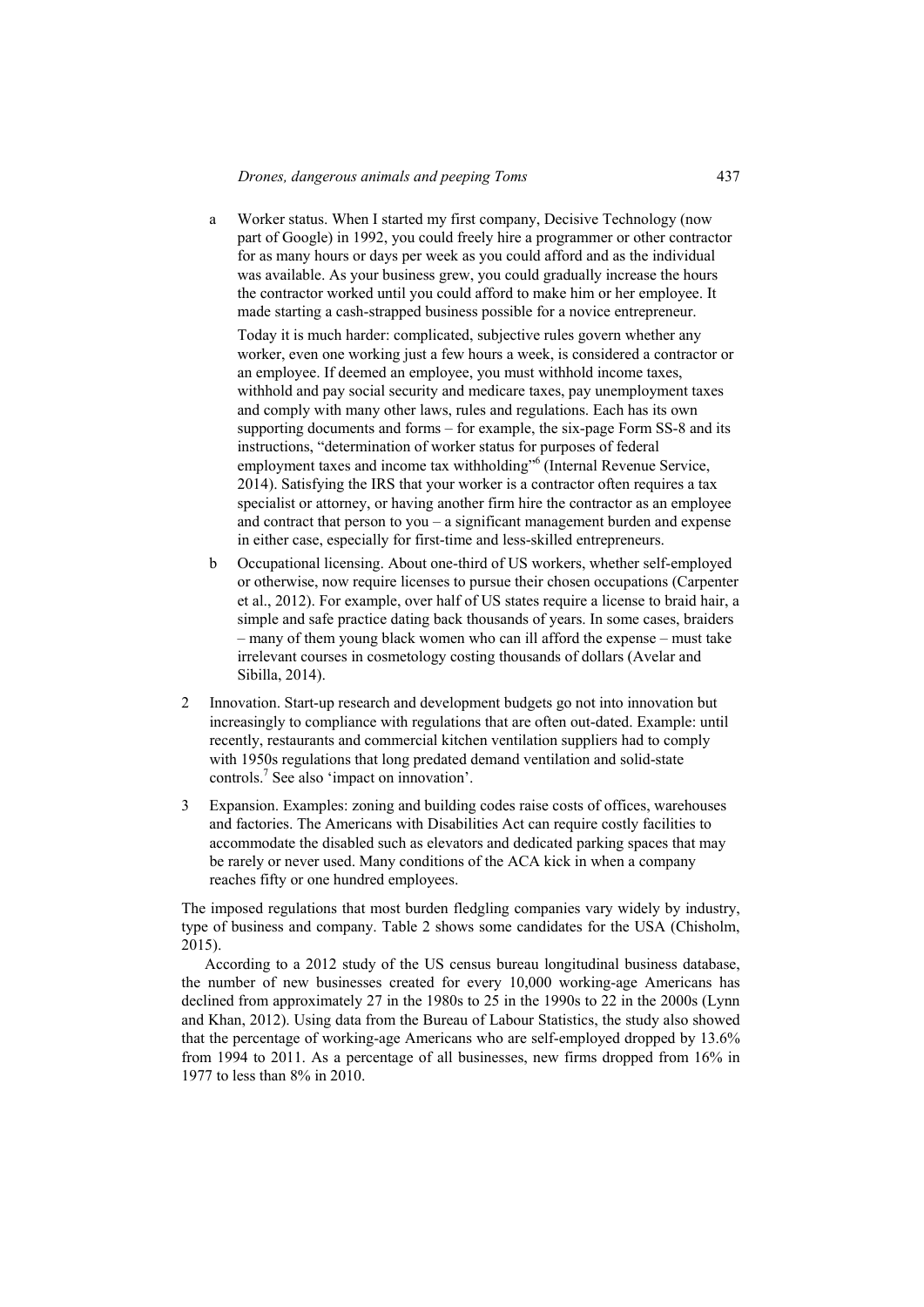a Worker status. When I started my first company, Decisive Technology (now part of Google) in 1992, you could freely hire a programmer or other contractor for as many hours or days per week as you could afford and as the individual was available. As your business grew, you could gradually increase the hours the contractor worked until you could afford to make him or her employee. It made starting a cash-strapped business possible for a novice entrepreneur.

   Today it is much harder: complicated, subjective rules govern whether any worker, even one working just a few hours a week, is considered a contractor or an employee. If deemed an employee, you must withhold income taxes, withhold and pay social security and medicare taxes, pay unemployment taxes and comply with many other laws, rules and regulations. Each has its own supporting documents and forms – for example, the six-page Form SS-8 and its instructions, "determination of worker status for purposes of federal employment taxes and income tax withholding"[6] (Internal Revenue Service, 2014). Satisfying the IRS that your worker is a contractor often requires a tax specialist or attorney, or having another firm hire the contractor as an employee and contract that person to you – a significant management burden and expense in either case, especially for first-time and less-skilled entrepreneurs.

b Occupational licensing. About one-third of US workers, whether self-employed or otherwise, now require licenses to pursue their chosen occupations (Carpenter et al., 2012). For example, over half of US states require a license to braid hair, a simple and safe practice dating back thousands of years. In some cases, braiders – many of them young black women who can ill afford the expense – must take irrelevant courses in cosmetology costing thousands of dollars (Avelar and Sibilla, 2014).

2 Innovation. Start-up research and development budgets go not into innovation but increasingly to compliance with regulations that are often out-dated. Example: until recently, restaurants and commercial kitchen ventilation suppliers had to comply with 1950s regulations that long predated demand ventilation and solid-state controls.[7] See also 'impact on innovation'.

3 Expansion. Examples: zoning and building codes raise costs of offices, warehouses and factories. The Americans with Disabilities Act can require costly facilities to accommodate the disabled such as elevators and dedicated parking spaces that may be rarely or never used. Many conditions of the ACA kick in when a company reaches fifty or one hundred employees.

The imposed regulations that most burden fledgling companies vary widely by industry, type of business and company. Table 2 shows some candidates for the USA (Chisholm, 2015).

According to a 2012 study of the US census bureau longitudinal business database, the number of new businesses created for every 10,000 working-age Americans has declined from approximately 27 in the 1980s to 25 in the 1990s to 22 in the 2000s (Lynn and Khan, 2012). Using data from the Bureau of Labour Statistics, the study also showed that the percentage of working-age Americans who are self-employed dropped by 13.6% from 1994 to 2011. As a percentage of all businesses, new firms dropped from 16% in 1977 to less than 8% in 2010.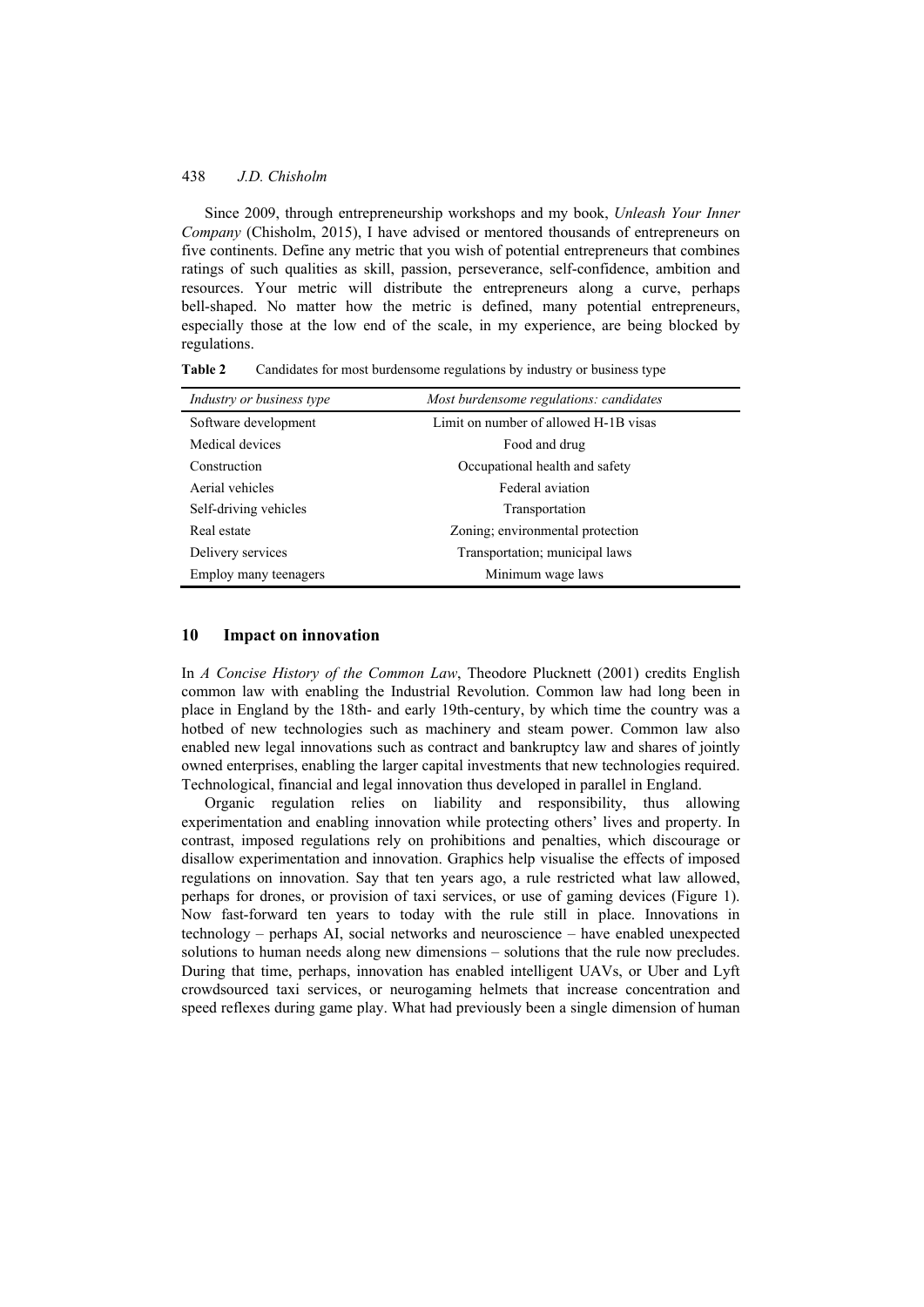Since 2009, through entrepreneurship workshops and my book, *Unleash Your Inner Company* (Chisholm, 2015), I have advised or mentored thousands of entrepreneurs on five continents. Define any metric that you wish of potential entrepreneurs that combines ratings of such qualities as skill, passion, perseverance, self-confidence, ambition and resources. Your metric will distribute the entrepreneurs along a curve, perhaps bell-shaped. No matter how the metric is defined, many potential entrepreneurs, especially those at the low end of the scale, in my experience, are being blocked by regulations.

**Table 2** Candidates for most burdensome regulations by industry or business type

| *Industry or business type* | *Most burdensome regulations: candidates* |
|---|---|
| Software development | Limit on number of allowed H-1B visas |
| Medical devices | Food and drug |
| Construction | Occupational health and safety |
| Aerial vehicles | Federal aviation |
| Self-driving vehicles | Transportation |
| Real estate | Zoning; environmental protection |
| Delivery services | Transportation; municipal laws |
| Employ many teenagers | Minimum wage laws |

## 10 Impact on innovation

In *A Concise History of the Common Law*, Theodore Plucknett (2001) credits English common law with enabling the Industrial Revolution. Common law had long been in place in England by the 18th- and early 19th-century, by which time the country was a hotbed of new technologies such as machinery and steam power. Common law also enabled new legal innovations such as contract and bankruptcy law and shares of jointly owned enterprises, enabling the larger capital investments that new technologies required. Technological, financial and legal innovation thus developed in parallel in England.

Organic regulation relies on liability and responsibility, thus allowing experimentation and enabling innovation while protecting others' lives and property. In contrast, imposed regulations rely on prohibitions and penalties, which discourage or disallow experimentation and innovation. Graphics help visualise the effects of imposed regulations on innovation. Say that ten years ago, a rule restricted what law allowed, perhaps for drones, or provision of taxi services, or use of gaming devices (Figure 1). Now fast-forward ten years to today with the rule still in place. Innovations in technology – perhaps AI, social networks and neuroscience – have enabled unexpected solutions to human needs along new dimensions – solutions that the rule now precludes. During that time, perhaps, innovation has enabled intelligent UAVs, or Uber and Lyft crowdsourced taxi services, or neurogaming helmets that increase concentration and speed reflexes during game play. What had previously been a single dimension of human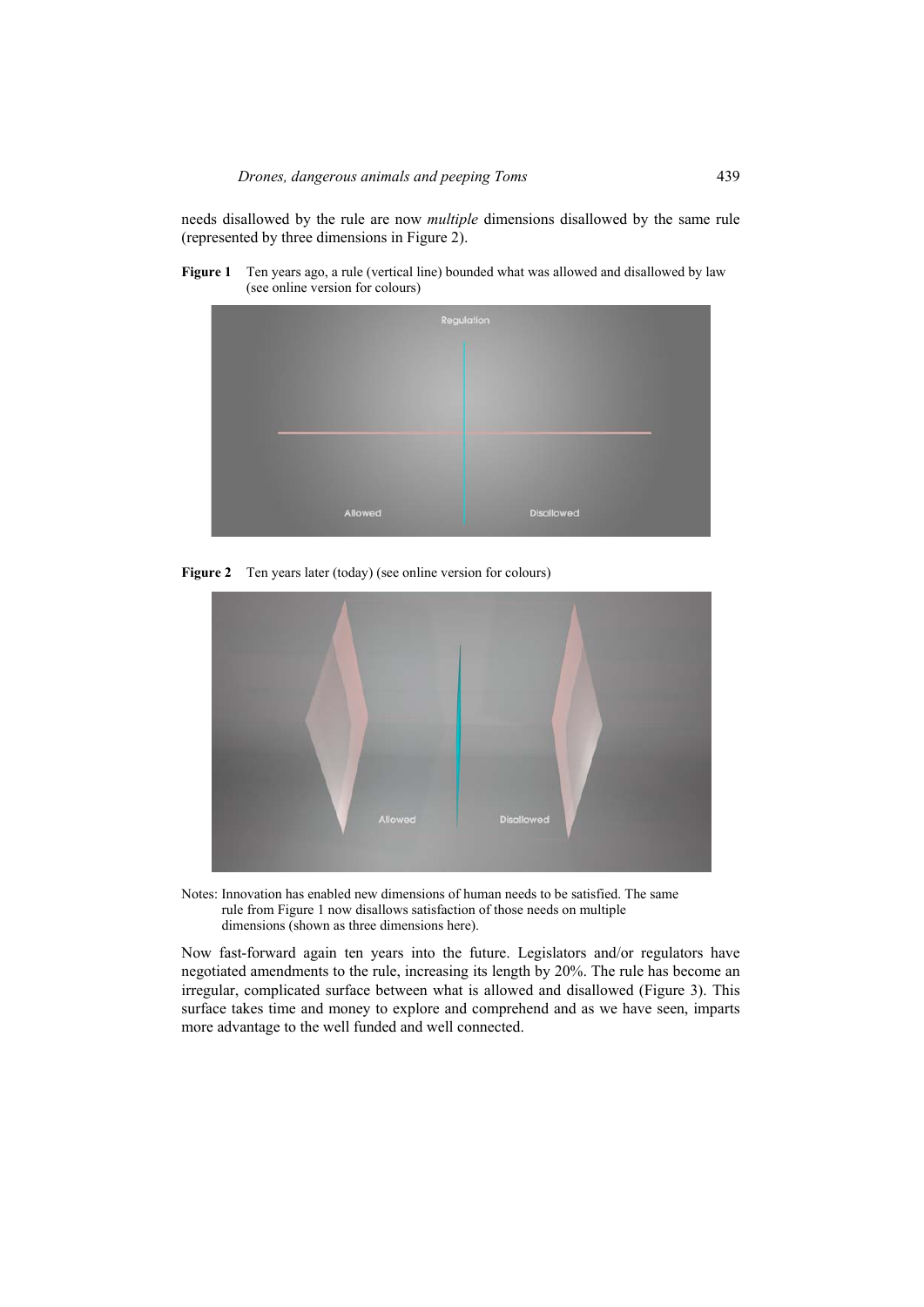needs disallowed by the rule are now *multiple* dimensions disallowed by the same rule (represented by three dimensions in Figure 2).

**Figure 1** Ten years ago, a rule (vertical line) bounded what was allowed and disallowed by law (see online version for colours)

**Figure 2** Ten years later (today) (see online version for colours)

Notes: Innovation has enabled new dimensions of human needs to be satisfied. The same rule from Figure 1 now disallows satisfaction of those needs on multiple dimensions (shown as three dimensions here).

Now fast-forward again ten years into the future. Legislators and/or regulators have negotiated amendments to the rule, increasing its length by 20%. The rule has become an irregular, complicated surface between what is allowed and disallowed (Figure 3). This surface takes time and money to explore and comprehend and as we have seen, imparts more advantage to the well funded and well connected.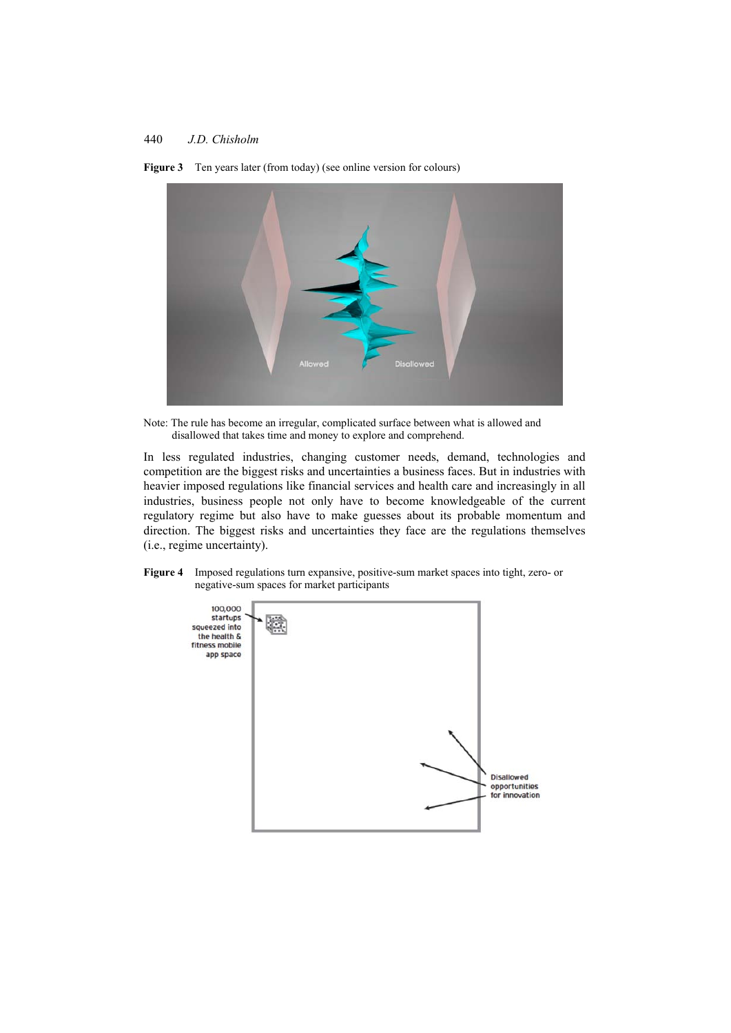**Figure 3** Ten years later (from today) (see online version for colours)

Note: The rule has become an irregular, complicated surface between what is allowed and disallowed that takes time and money to explore and comprehend.

In less regulated industries, changing customer needs, demand, technologies and competition are the biggest risks and uncertainties a business faces. But in industries with heavier imposed regulations like financial services and health care and increasingly in all industries, business people not only have to become knowledgeable of the current regulatory regime but also have to make guesses about its probable momentum and direction. The biggest risks and uncertainties they face are the regulations themselves (i.e., regime uncertainty).

**Figure 4** Imposed regulations turn expansive, positive-sum market spaces into tight, zero- or negative-sum spaces for market participants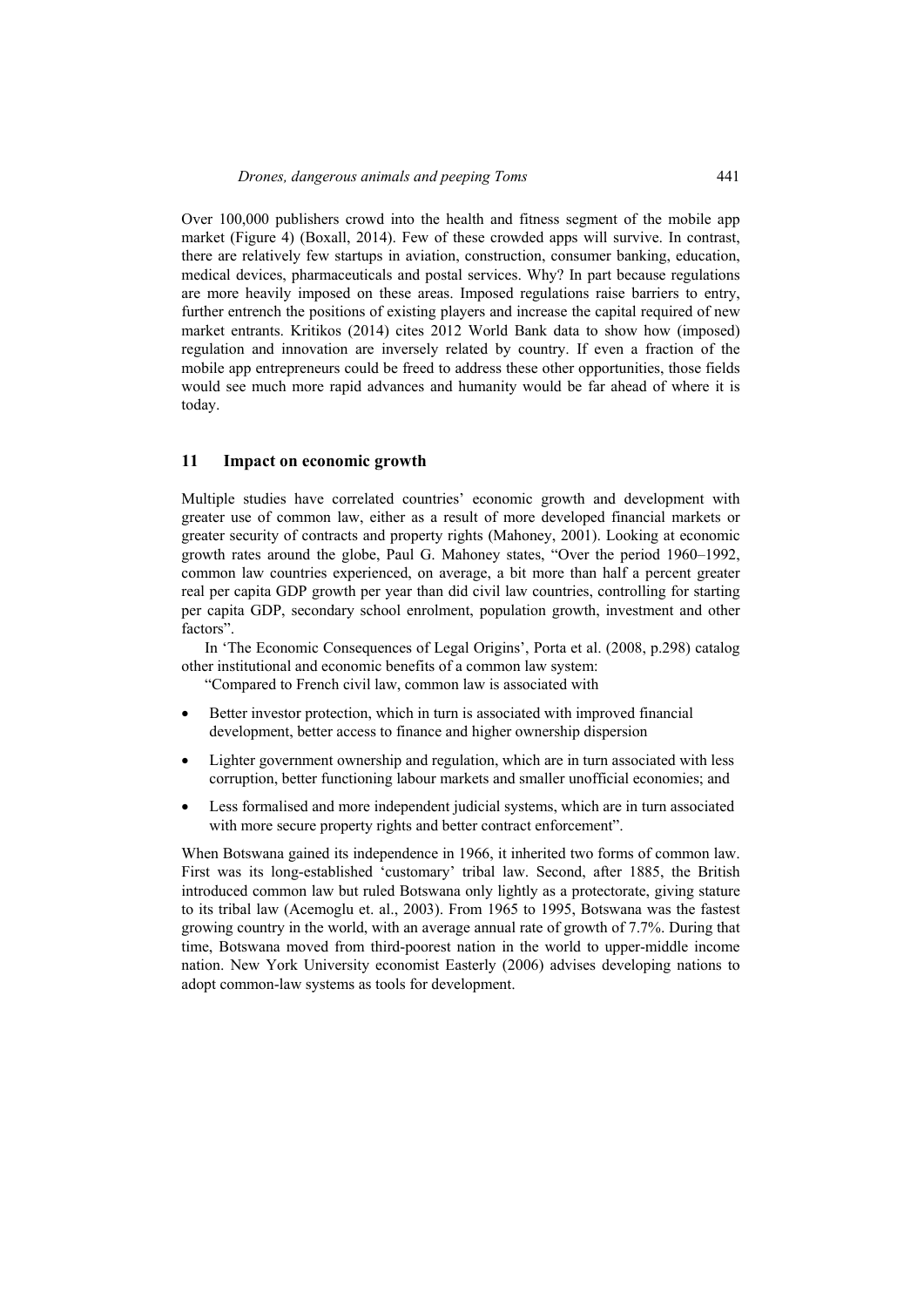Over 100,000 publishers crowd into the health and fitness segment of the mobile app market (Figure 4) (Boxall, 2014). Few of these crowded apps will survive. In contrast, there are relatively few startups in aviation, construction, consumer banking, education, medical devices, pharmaceuticals and postal services. Why? In part because regulations are more heavily imposed on these areas. Imposed regulations raise barriers to entry, further entrench the positions of existing players and increase the capital required of new market entrants. Kritikos (2014) cites 2012 World Bank data to show how (imposed) regulation and innovation are inversely related by country. If even a fraction of the mobile app entrepreneurs could be freed to address these other opportunities, those fields would see much more rapid advances and humanity would be far ahead of where it is today.

## 11 Impact on economic growth

Multiple studies have correlated countries' economic growth and development with greater use of common law, either as a result of more developed financial markets or greater security of contracts and property rights (Mahoney, 2001). Looking at economic growth rates around the globe, Paul G. Mahoney states, "Over the period 1960–1992, common law countries experienced, on average, a bit more than half a percent greater real per capita GDP growth per year than did civil law countries, controlling for starting per capita GDP, secondary school enrolment, population growth, investment and other factors".

In 'The Economic Consequences of Legal Origins', Porta et al. (2008, p.298) catalog other institutional and economic benefits of a common law system:

"Compared to French civil law, common law is associated with

- Better investor protection, which in turn is associated with improved financial development, better access to finance and higher ownership dispersion
- Lighter government ownership and regulation, which are in turn associated with less corruption, better functioning labour markets and smaller unofficial economies; and
- Less formalised and more independent judicial systems, which are in turn associated with more secure property rights and better contract enforcement".

When Botswana gained its independence in 1966, it inherited two forms of common law. First was its long-established 'customary' tribal law. Second, after 1885, the British introduced common law but ruled Botswana only lightly as a protectorate, giving stature to its tribal law (Acemoglu et. al., 2003). From 1965 to 1995, Botswana was the fastest growing country in the world, with an average annual rate of growth of 7.7%. During that time, Botswana moved from third-poorest nation in the world to upper-middle income nation. New York University economist Easterly (2006) advises developing nations to adopt common-law systems as tools for development.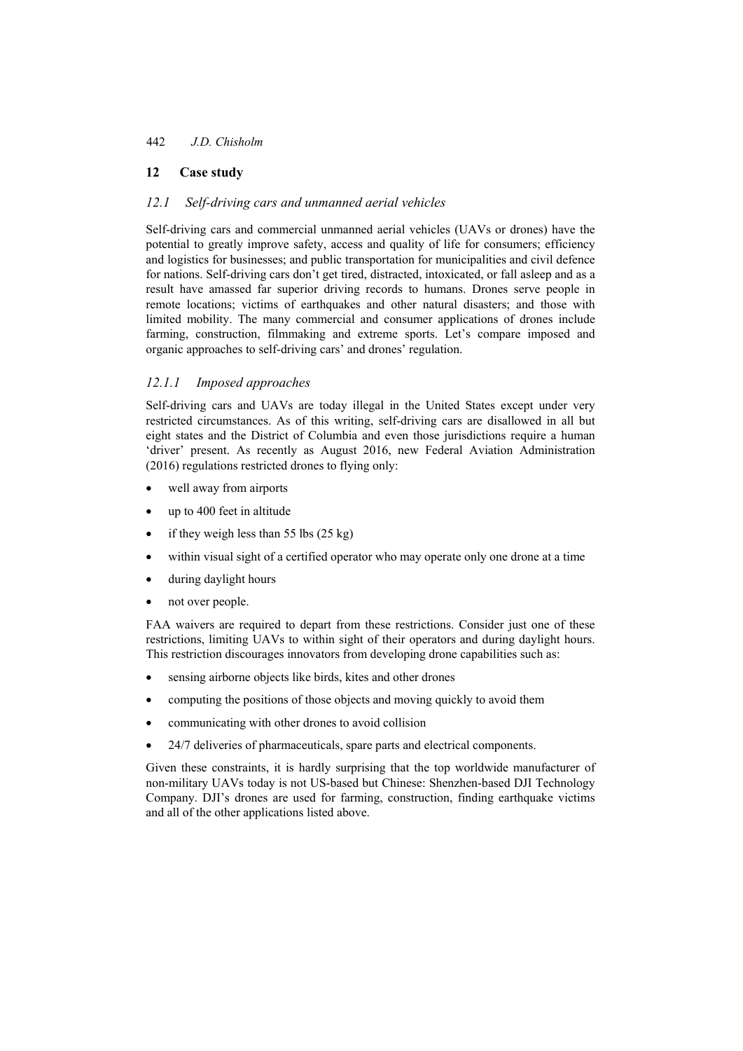## 12 Case study

### *12.1 Self-driving cars and unmanned aerial vehicles*

Self-driving cars and commercial unmanned aerial vehicles (UAVs or drones) have the potential to greatly improve safety, access and quality of life for consumers; efficiency and logistics for businesses; and public transportation for municipalities and civil defence for nations. Self-driving cars don't get tired, distracted, intoxicated, or fall asleep and as a result have amassed far superior driving records to humans. Drones serve people in remote locations; victims of earthquakes and other natural disasters; and those with limited mobility. The many commercial and consumer applications of drones include farming, construction, filmmaking and extreme sports. Let's compare imposed and organic approaches to self-driving cars' and drones' regulation.

#### *12.1.1 Imposed approaches*

Self-driving cars and UAVs are today illegal in the United States except under very restricted circumstances. As of this writing, self-driving cars are disallowed in all but eight states and the District of Columbia and even those jurisdictions require a human 'driver' present. As recently as August 2016, new Federal Aviation Administration (2016) regulations restricted drones to flying only:

- well away from airports
- up to 400 feet in altitude
- if they weigh less than 55 lbs (25 kg)
- within visual sight of a certified operator who may operate only one drone at a time
- during daylight hours
- not over people.

FAA waivers are required to depart from these restrictions. Consider just one of these restrictions, limiting UAVs to within sight of their operators and during daylight hours. This restriction discourages innovators from developing drone capabilities such as:

- sensing airborne objects like birds, kites and other drones
- computing the positions of those objects and moving quickly to avoid them
- communicating with other drones to avoid collision
- 24/7 deliveries of pharmaceuticals, spare parts and electrical components.

Given these constraints, it is hardly surprising that the top worldwide manufacturer of non-military UAVs today is not US-based but Chinese: Shenzhen-based DJI Technology Company. DJI's drones are used for farming, construction, finding earthquake victims and all of the other applications listed above.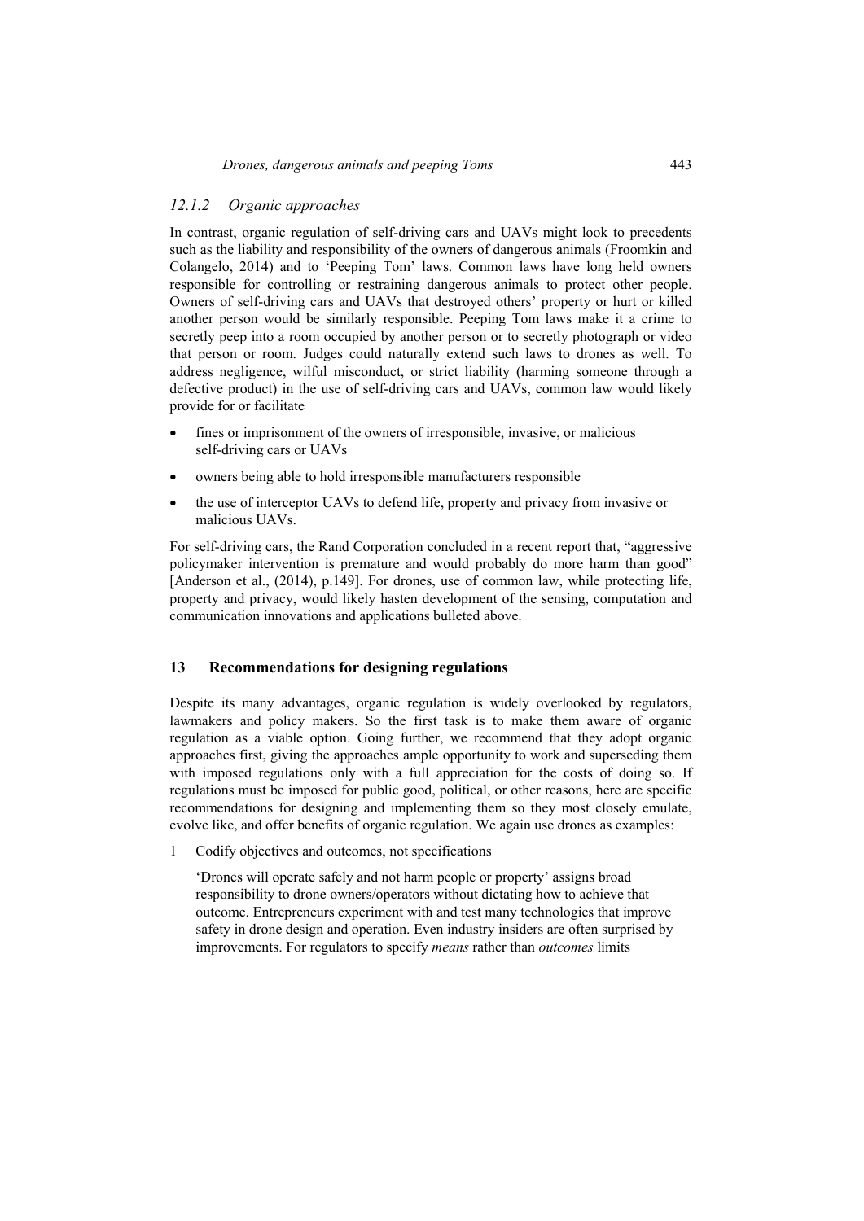### 12.1.2 Organic approaches

In contrast, organic regulation of self-driving cars and UAVs might look to precedents such as the liability and responsibility of the owners of dangerous animals (Froomkin and Colangelo, 2014) and to 'Peeping Tom' laws. Common laws have long held owners responsible for controlling or restraining dangerous animals to protect other people. Owners of self-driving cars and UAVs that destroyed others' property or hurt or killed another person would be similarly responsible. Peeping Tom laws make it a crime to secretly peep into a room occupied by another person or to secretly photograph or video that person or room. Judges could naturally extend such laws to drones as well. To address negligence, wilful misconduct, or strict liability (harming someone through a defective product) in the use of self-driving cars and UAVs, common law would likely provide for or facilitate

- fines or imprisonment of the owners of irresponsible, invasive, or malicious self-driving cars or UAVs
- owners being able to hold irresponsible manufacturers responsible
- the use of interceptor UAVs to defend life, property and privacy from invasive or malicious UAVs.

For self-driving cars, the Rand Corporation concluded in a recent report that, "aggressive policymaker intervention is premature and would probably do more harm than good" [Anderson et al., (2014), p.149]. For drones, use of common law, while protecting life, property and privacy, would likely hasten development of the sensing, computation and communication innovations and applications bulleted above.

## 13 Recommendations for designing regulations

Despite its many advantages, organic regulation is widely overlooked by regulators, lawmakers and policy makers. So the first task is to make them aware of organic regulation as a viable option. Going further, we recommend that they adopt organic approaches first, giving the approaches ample opportunity to work and superseding them with imposed regulations only with a full appreciation for the costs of doing so. If regulations must be imposed for public good, political, or other reasons, here are specific recommendations for designing and implementing them so they most closely emulate, evolve like, and offer benefits of organic regulation. We again use drones as examples:

1 Codify objectives and outcomes, not specifications

   'Drones will operate safely and not harm people or property' assigns broad responsibility to drone owners/operators without dictating how to achieve that outcome. Entrepreneurs experiment with and test many technologies that improve safety in drone design and operation. Even industry insiders are often surprised by improvements. For regulators to specify *means* rather than *outcomes* limits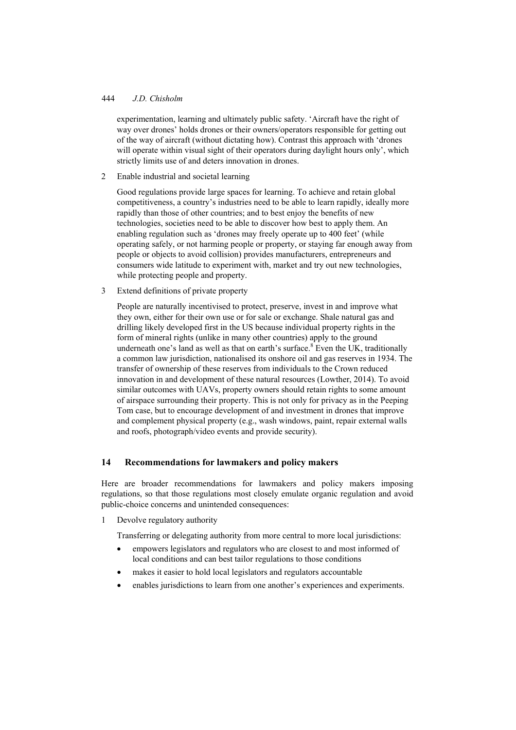experimentation, learning and ultimately public safety. 'Aircraft have the right of way over drones' holds drones or their owners/operators responsible for getting out of the way of aircraft (without dictating how). Contrast this approach with 'drones will operate within visual sight of their operators during daylight hours only', which strictly limits use of and deters innovation in drones.

2 Enable industrial and societal learning

   Good regulations provide large spaces for learning. To achieve and retain global competitiveness, a country's industries need to be able to learn rapidly, ideally more rapidly than those of other countries; and to best enjoy the benefits of new technologies, societies need to be able to discover how best to apply them. An enabling regulation such as 'drones may freely operate up to 400 feet' (while operating safely, or not harming people or property, or staying far enough away from people or objects to avoid collision) provides manufacturers, entrepreneurs and consumers wide latitude to experiment with, market and try out new technologies, while protecting people and property.

3 Extend definitions of private property

   People are naturally incentivised to protect, preserve, invest in and improve what they own, either for their own use or for sale or exchange. Shale natural gas and drilling likely developed first in the US because individual property rights in the form of mineral rights (unlike in many other countries) apply to the ground underneath one's land as well as that on earth's surface.[8] Even the UK, traditionally a common law jurisdiction, nationalised its onshore oil and gas reserves in 1934. The transfer of ownership of these reserves from individuals to the Crown reduced innovation in and development of these natural resources (Lowther, 2014). To avoid similar outcomes with UAVs, property owners should retain rights to some amount of airspace surrounding their property. This is not only for privacy as in the Peeping Tom case, but to encourage development of and investment in drones that improve and complement physical property (e.g., wash windows, paint, repair external walls and roofs, photograph/video events and provide security).

## 14 Recommendations for lawmakers and policy makers

Here are broader recommendations for lawmakers and policy makers imposing regulations, so that those regulations most closely emulate organic regulation and avoid public-choice concerns and unintended consequences:

1 Devolve regulatory authority

   Transferring or delegating authority from more central to more local jurisdictions:

   - empowers legislators and regulators who are closest to and most informed of local conditions and can best tailor regulations to those conditions
   - makes it easier to hold local legislators and regulators accountable
   - enables jurisdictions to learn from one another's experiences and experiments.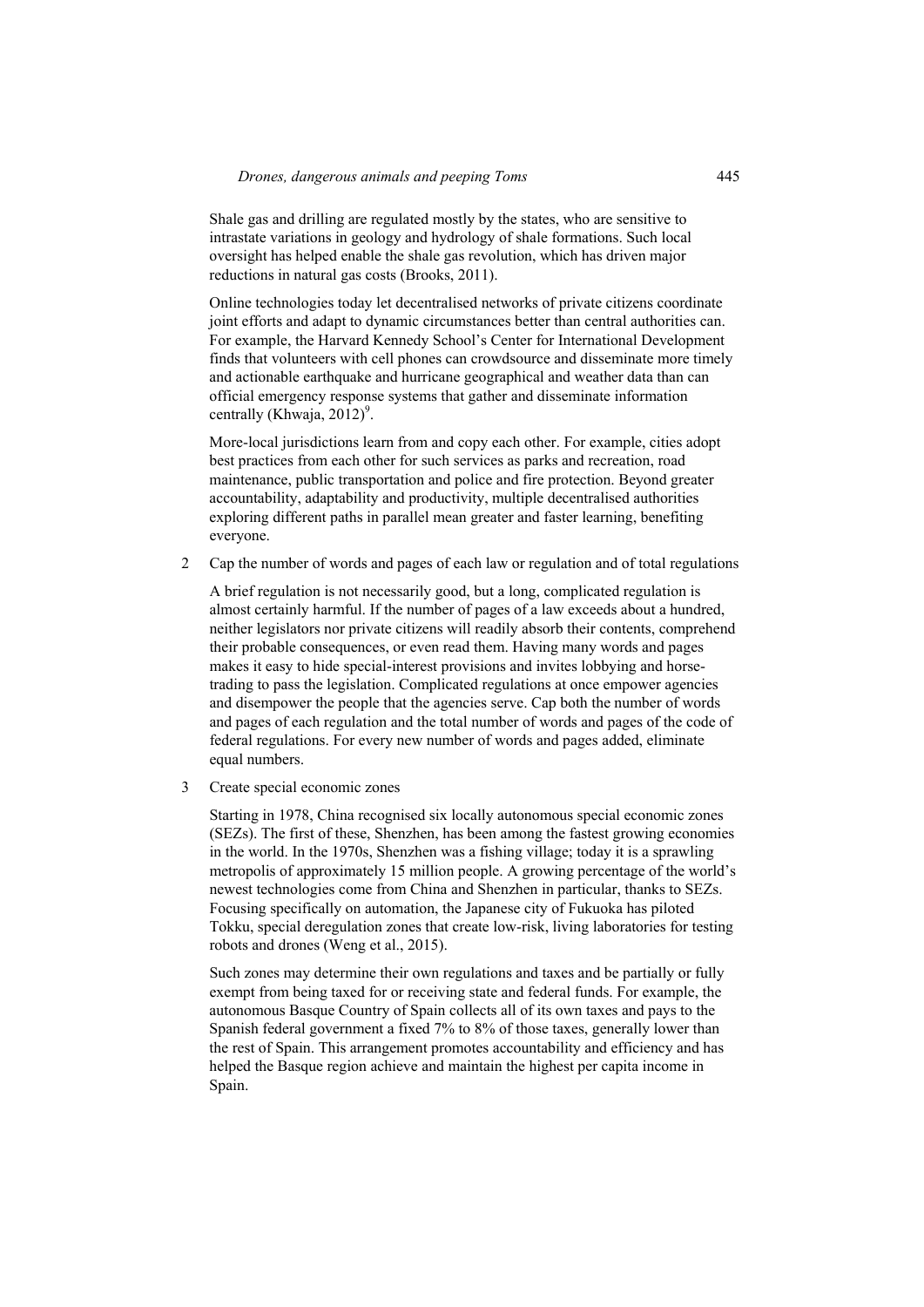Shale gas and drilling are regulated mostly by the states, who are sensitive to intrastate variations in geology and hydrology of shale formations. Such local oversight has helped enable the shale gas revolution, which has driven major reductions in natural gas costs (Brooks, 2011).

Online technologies today let decentralised networks of private citizens coordinate joint efforts and adapt to dynamic circumstances better than central authorities can. For example, the Harvard Kennedy School's Center for International Development finds that volunteers with cell phones can crowdsource and disseminate more timely and actionable earthquake and hurricane geographical and weather data than can official emergency response systems that gather and disseminate information centrally (Khwaja, 2012)[9].

More-local jurisdictions learn from and copy each other. For example, cities adopt best practices from each other for such services as parks and recreation, road maintenance, public transportation and police and fire protection. Beyond greater accountability, adaptability and productivity, multiple decentralised authorities exploring different paths in parallel mean greater and faster learning, benefiting everyone.

2 Cap the number of words and pages of each law or regulation and of total regulations

A brief regulation is not necessarily good, but a long, complicated regulation is almost certainly harmful. If the number of pages of a law exceeds about a hundred, neither legislators nor private citizens will readily absorb their contents, comprehend their probable consequences, or even read them. Having many words and pages makes it easy to hide special-interest provisions and invites lobbying and horse-trading to pass the legislation. Complicated regulations at once empower agencies and disempower the people that the agencies serve. Cap both the number of words and pages of each regulation and the total number of words and pages of the code of federal regulations. For every new number of words and pages added, eliminate equal numbers.

3 Create special economic zones

Starting in 1978, China recognised six locally autonomous special economic zones (SEZs). The first of these, Shenzhen, has been among the fastest growing economies in the world. In the 1970s, Shenzhen was a fishing village; today it is a sprawling metropolis of approximately 15 million people. A growing percentage of the world's newest technologies come from China and Shenzhen in particular, thanks to SEZs. Focusing specifically on automation, the Japanese city of Fukuoka has piloted Tokku, special deregulation zones that create low-risk, living laboratories for testing robots and drones (Weng et al., 2015).

Such zones may determine their own regulations and taxes and be partially or fully exempt from being taxed for or receiving state and federal funds. For example, the autonomous Basque Country of Spain collects all of its own taxes and pays to the Spanish federal government a fixed 7% to 8% of those taxes, generally lower than the rest of Spain. This arrangement promotes accountability and efficiency and has helped the Basque region achieve and maintain the highest per capita income in Spain.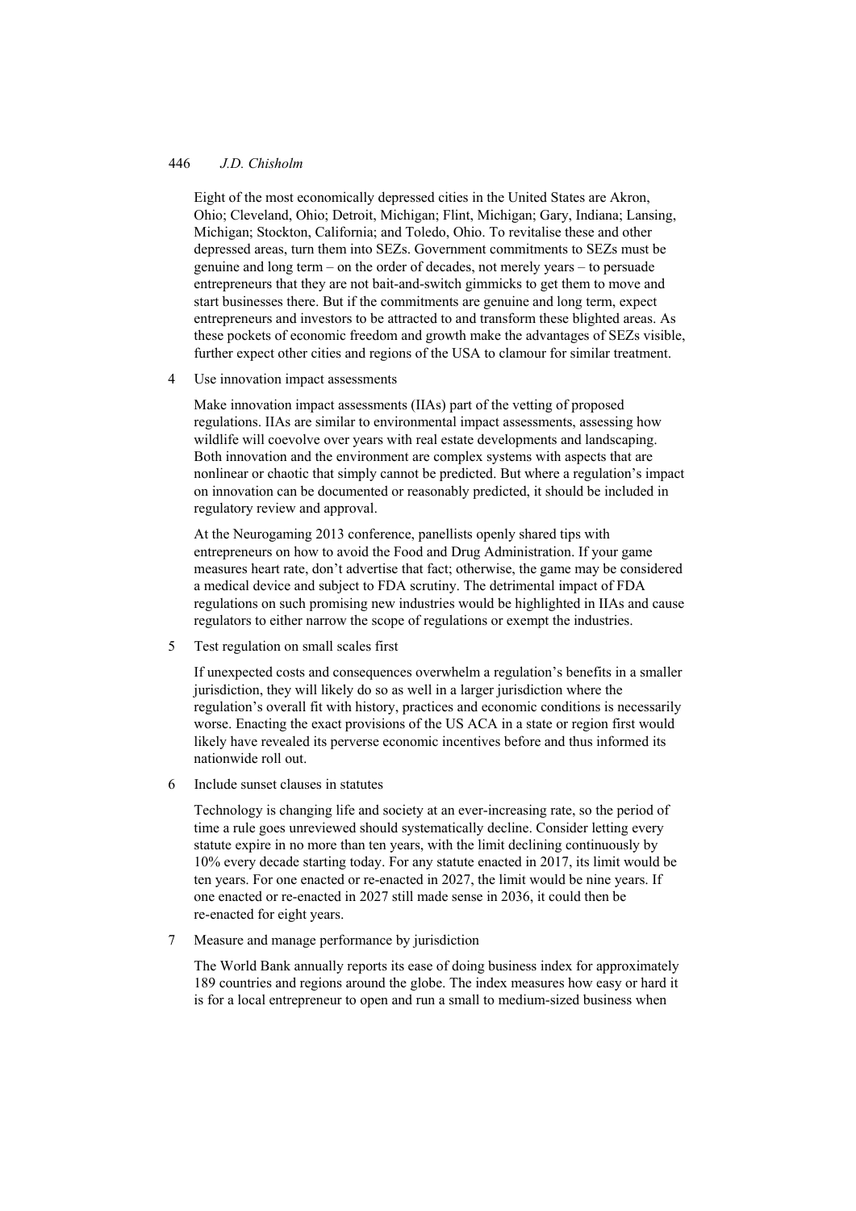Eight of the most economically depressed cities in the United States are Akron, Ohio; Cleveland, Ohio; Detroit, Michigan; Flint, Michigan; Gary, Indiana; Lansing, Michigan; Stockton, California; and Toledo, Ohio. To revitalise these and other depressed areas, turn them into SEZs. Government commitments to SEZs must be genuine and long term – on the order of decades, not merely years – to persuade entrepreneurs that they are not bait-and-switch gimmicks to get them to move and start businesses there. But if the commitments are genuine and long term, expect entrepreneurs and investors to be attracted to and transform these blighted areas. As these pockets of economic freedom and growth make the advantages of SEZs visible, further expect other cities and regions of the USA to clamour for similar treatment.

4 Use innovation impact assessments

Make innovation impact assessments (IIAs) part of the vetting of proposed regulations. IIAs are similar to environmental impact assessments, assessing how wildlife will coevolve over years with real estate developments and landscaping. Both innovation and the environment are complex systems with aspects that are nonlinear or chaotic that simply cannot be predicted. But where a regulation's impact on innovation can be documented or reasonably predicted, it should be included in regulatory review and approval.

At the Neurogaming 2013 conference, panellists openly shared tips with entrepreneurs on how to avoid the Food and Drug Administration. If your game measures heart rate, don't advertise that fact; otherwise, the game may be considered a medical device and subject to FDA scrutiny. The detrimental impact of FDA regulations on such promising new industries would be highlighted in IIAs and cause regulators to either narrow the scope of regulations or exempt the industries.

5 Test regulation on small scales first

If unexpected costs and consequences overwhelm a regulation's benefits in a smaller jurisdiction, they will likely do so as well in a larger jurisdiction where the regulation's overall fit with history, practices and economic conditions is necessarily worse. Enacting the exact provisions of the US ACA in a state or region first would likely have revealed its perverse economic incentives before and thus informed its nationwide roll out.

6 Include sunset clauses in statutes

Technology is changing life and society at an ever-increasing rate, so the period of time a rule goes unreviewed should systematically decline. Consider letting every statute expire in no more than ten years, with the limit declining continuously by 10% every decade starting today. For any statute enacted in 2017, its limit would be ten years. For one enacted or re-enacted in 2027, the limit would be nine years. If one enacted or re-enacted in 2027 still made sense in 2036, it could then be re-enacted for eight years.

7 Measure and manage performance by jurisdiction

The World Bank annually reports its ease of doing business index for approximately 189 countries and regions around the globe. The index measures how easy or hard it is for a local entrepreneur to open and run a small to medium-sized business when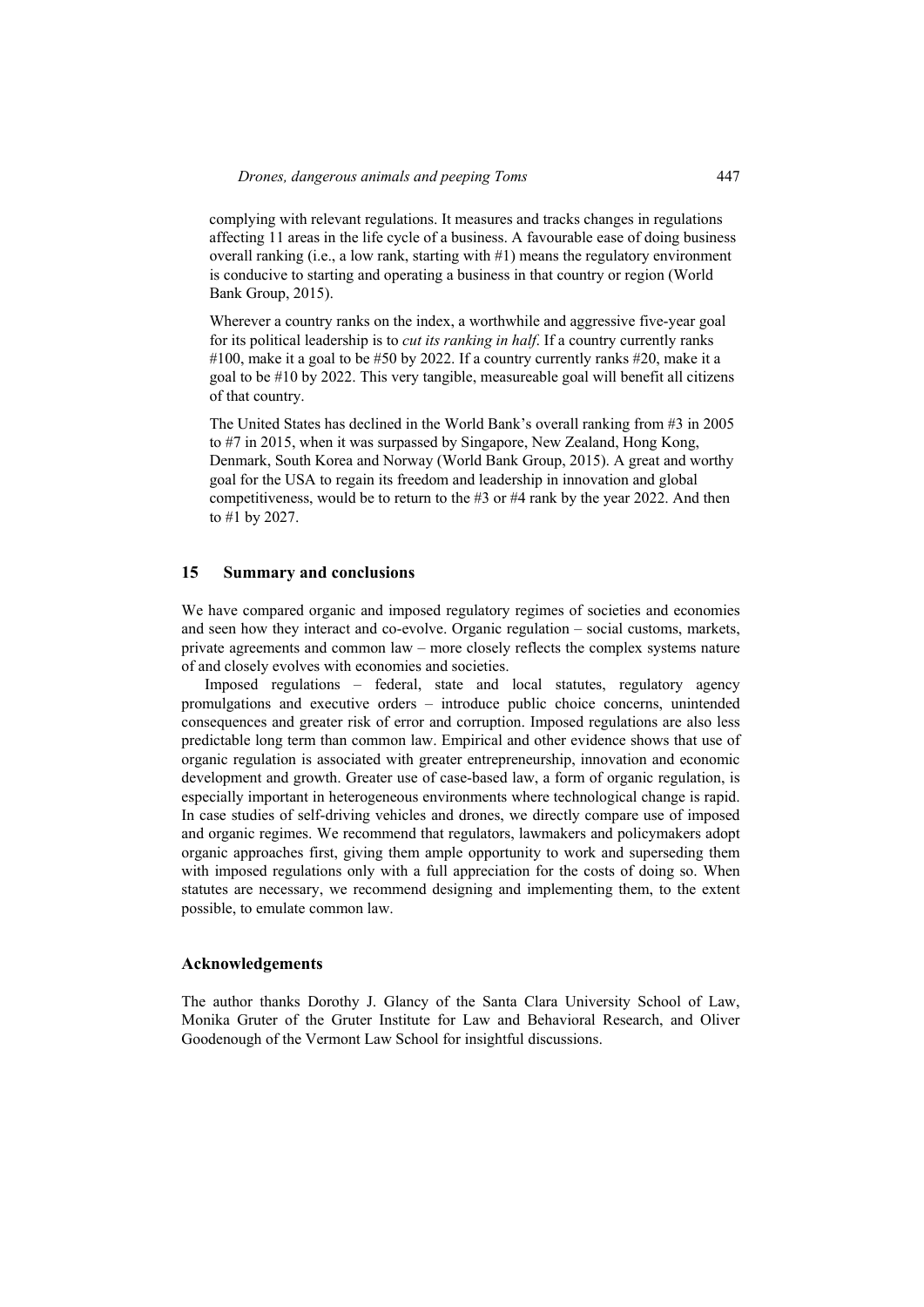complying with relevant regulations. It measures and tracks changes in regulations affecting 11 areas in the life cycle of a business. A favourable ease of doing business overall ranking (i.e., a low rank, starting with #1) means the regulatory environment is conducive to starting and operating a business in that country or region (World Bank Group, 2015).

Wherever a country ranks on the index, a worthwhile and aggressive five-year goal for its political leadership is to *cut its ranking in half*. If a country currently ranks #100, make it a goal to be #50 by 2022. If a country currently ranks #20, make it a goal to be #10 by 2022. This very tangible, measureable goal will benefit all citizens of that country.

The United States has declined in the World Bank's overall ranking from #3 in 2005 to #7 in 2015, when it was surpassed by Singapore, New Zealand, Hong Kong, Denmark, South Korea and Norway (World Bank Group, 2015). A great and worthy goal for the USA to regain its freedom and leadership in innovation and global competitiveness, would be to return to the #3 or #4 rank by the year 2022. And then to #1 by 2027.

## 15 Summary and conclusions

We have compared organic and imposed regulatory regimes of societies and economies and seen how they interact and co-evolve. Organic regulation – social customs, markets, private agreements and common law – more closely reflects the complex systems nature of and closely evolves with economies and societies.

Imposed regulations – federal, state and local statutes, regulatory agency promulgations and executive orders – introduce public choice concerns, unintended consequences and greater risk of error and corruption. Imposed regulations are also less predictable long term than common law. Empirical and other evidence shows that use of organic regulation is associated with greater entrepreneurship, innovation and economic development and growth. Greater use of case-based law, a form of organic regulation, is especially important in heterogeneous environments where technological change is rapid. In case studies of self-driving vehicles and drones, we directly compare use of imposed and organic regimes. We recommend that regulators, lawmakers and policymakers adopt organic approaches first, giving them ample opportunity to work and superseding them with imposed regulations only with a full appreciation for the costs of doing so. When statutes are necessary, we recommend designing and implementing them, to the extent possible, to emulate common law.

## Acknowledgements

The author thanks Dorothy J. Glancy of the Santa Clara University School of Law, Monika Gruter of the Gruter Institute for Law and Behavioral Research, and Oliver Goodenough of the Vermont Law School for insightful discussions.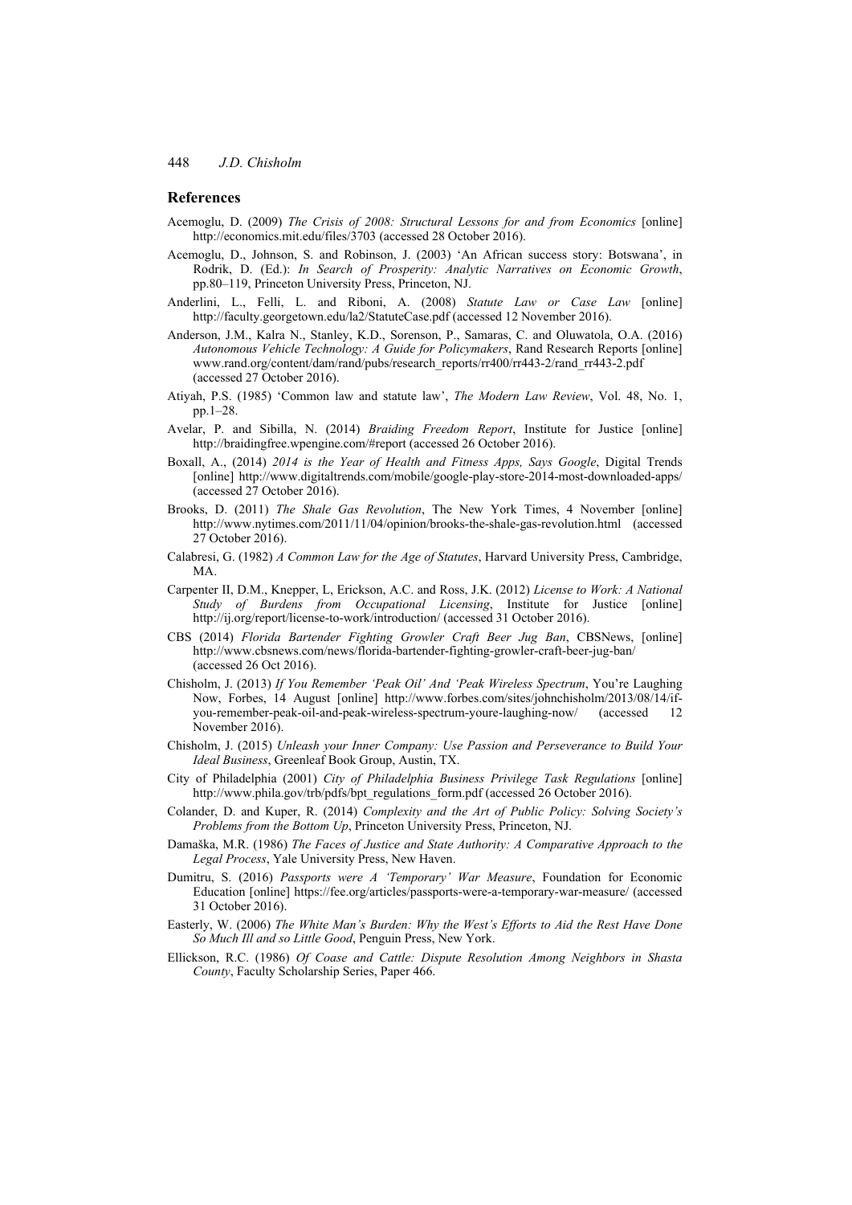## References

Acemoglu, D. (2009) *The Crisis of 2008: Structural Lessons for and from Economics* [online] http://economics.mit.edu/files/3703 (accessed 28 October 2016).

Acemoglu, D., Johnson, S. and Robinson, J. (2003) 'An African success story: Botswana', in Rodrik, D. (Ed.): *In Search of Prosperity: Analytic Narratives on Economic Growth*, pp.80–119, Princeton University Press, Princeton, NJ.

Anderlini, L., Felli, L. and Riboni, A. (2008) *Statute Law or Case Law* [online] http://faculty.georgetown.edu/la2/StatuteCase.pdf (accessed 12 November 2016).

Anderson, J.M., Kalra N., Stanley, K.D., Sorenson, P., Samaras, C. and Oluwatola, O.A. (2016) *Autonomous Vehicle Technology: A Guide for Policymakers*, Rand Research Reports [online] www.rand.org/content/dam/rand/pubs/research_reports/rr400/rr443-2/rand_rr443-2.pdf (accessed 27 October 2016).

Atiyah, P.S. (1985) 'Common law and statute law', *The Modern Law Review*, Vol. 48, No. 1, pp.1–28.

Avelar, P. and Sibilla, N. (2014) *Braiding Freedom Report*, Institute for Justice [online] http://braidingfree.wpengine.com/#report (accessed 26 October 2016).

Boxall, A., (2014) *2014 is the Year of Health and Fitness Apps, Says Google*, Digital Trends [online] http://www.digitaltrends.com/mobile/google-play-store-2014-most-downloaded-apps/ (accessed 27 October 2016).

Brooks, D. (2011) *The Shale Gas Revolution*, The New York Times, 4 November [online] http://www.nytimes.com/2011/11/04/opinion/brooks-the-shale-gas-revolution.html (accessed 27 October 2016).

Calabresi, G. (1982) *A Common Law for the Age of Statutes*, Harvard University Press, Cambridge, MA.

Carpenter II, D.M., Knepper, L, Erickson, A.C. and Ross, J.K. (2012) *License to Work: A National Study of Burdens from Occupational Licensing*, Institute for Justice [online] http://ij.org/report/license-to-work/introduction/ (accessed 31 October 2016).

CBS (2014) *Florida Bartender Fighting Growler Craft Beer Jug Ban*, CBSNews, [online] http://www.cbsnews.com/news/florida-bartender-fighting-growler-craft-beer-jug-ban/ (accessed 26 Oct 2016).

Chisholm, J. (2013) *If You Remember 'Peak Oil' And 'Peak Wireless Spectrum*, You're Laughing Now, Forbes, 14 August [online] http://www.forbes.com/sites/johnchisholm/2013/08/14/if-you-remember-peak-oil-and-peak-wireless-spectrum-youre-laughing-now/ (accessed 12 November 2016).

Chisholm, J. (2015) *Unleash your Inner Company: Use Passion and Perseverance to Build Your Ideal Business*, Greenleaf Book Group, Austin, TX.

City of Philadelphia (2001) *City of Philadelphia Business Privilege Task Regulations* [online] http://www.phila.gov/trb/pdfs/bpt_regulations_form.pdf (accessed 26 October 2016).

Colander, D. and Kuper, R. (2014) *Complexity and the Art of Public Policy: Solving Society's Problems from the Bottom Up*, Princeton University Press, Princeton, NJ.

Damaška, M.R. (1986) *The Faces of Justice and State Authority: A Comparative Approach to the Legal Process*, Yale University Press, New Haven.

Dumitru, S. (2016) *Passports were A 'Temporary' War Measure*, Foundation for Economic Education [online] https://fee.org/articles/passports-were-a-temporary-war-measure/ (accessed 31 October 2016).

Easterly, W. (2006) *The White Man's Burden: Why the West's Efforts to Aid the Rest Have Done So Much Ill and so Little Good*, Penguin Press, New York.

Ellickson, R.C. (1986) *Of Coase and Cattle: Dispute Resolution Among Neighbors in Shasta County*, Faculty Scholarship Series, Paper 466.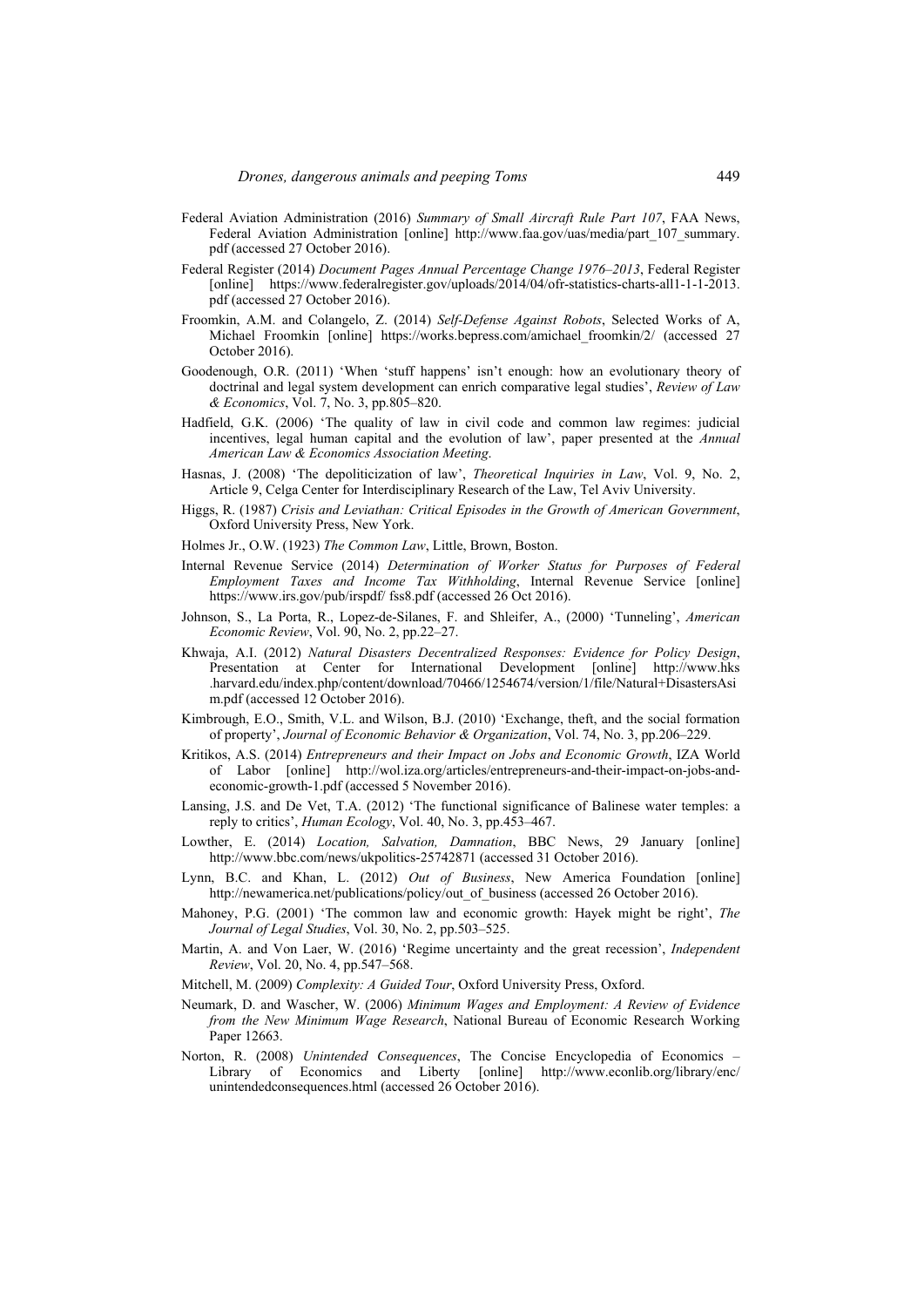Federal Aviation Administration (2016) *Summary of Small Aircraft Rule Part 107*, FAA News, Federal Aviation Administration [online] http://www.faa.gov/uas/media/part_107_summary.pdf (accessed 27 October 2016).

Federal Register (2014) *Document Pages Annual Percentage Change 1976–2013*, Federal Register [online] https://www.federalregister.gov/uploads/2014/04/ofr-statistics-charts-all1-1-1-2013.pdf (accessed 27 October 2016).

Froomkin, A.M. and Colangelo, Z. (2014) *Self-Defense Against Robots*, Selected Works of A, Michael Froomkin [online] https://works.bepress.com/amichael_froomkin/2/ (accessed 27 October 2016).

Goodenough, O.R. (2011) 'When 'stuff happens' isn't enough: how an evolutionary theory of doctrinal and legal system development can enrich comparative legal studies', *Review of Law & Economics*, Vol. 7, No. 3, pp.805–820.

Hadfield, G.K. (2006) 'The quality of law in civil code and common law regimes: judicial incentives, legal human capital and the evolution of law', paper presented at the *Annual American Law & Economics Association Meeting*.

Hasnas, J. (2008) 'The depoliticization of law', *Theoretical Inquiries in Law*, Vol. 9, No. 2, Article 9, Celga Center for Interdisciplinary Research of the Law, Tel Aviv University.

Higgs, R. (1987) *Crisis and Leviathan: Critical Episodes in the Growth of American Government*, Oxford University Press, New York.

Holmes Jr., O.W. (1923) *The Common Law*, Little, Brown, Boston.

Internal Revenue Service (2014) *Determination of Worker Status for Purposes of Federal Employment Taxes and Income Tax Withholding*, Internal Revenue Service [online] https://www.irs.gov/pub/irspdf/ fss8.pdf (accessed 26 Oct 2016).

Johnson, S., La Porta, R., Lopez-de-Silanes, F. and Shleifer, A., (2000) 'Tunneling', *American Economic Review*, Vol. 90, No. 2, pp.22–27.

Khwaja, A.I. (2012) *Natural Disasters Decentralized Responses: Evidence for Policy Design*, Presentation at Center for International Development [online] http://www.hks.harvard.edu/index.php/content/download/70466/1254674/version/1/file/Natural+DisastersAsim.pdf (accessed 12 October 2016).

Kimbrough, E.O., Smith, V.L. and Wilson, B.J. (2010) 'Exchange, theft, and the social formation of property', *Journal of Economic Behavior & Organization*, Vol. 74, No. 3, pp.206–229.

Kritikos, A.S. (2014) *Entrepreneurs and their Impact on Jobs and Economic Growth*, IZA World of Labor [online] http://wol.iza.org/articles/entrepreneurs-and-their-impact-on-jobs-and-economic-growth-1.pdf (accessed 5 November 2016).

Lansing, J.S. and De Vet, T.A. (2012) 'The functional significance of Balinese water temples: a reply to critics', *Human Ecology*, Vol. 40, No. 3, pp.453–467.

Lowther, E. (2014) *Location, Salvation, Damnation*, BBC News, 29 January [online] http://www.bbc.com/news/ukpolitics-25742871 (accessed 31 October 2016).

Lynn, B.C. and Khan, L. (2012) *Out of Business*, New America Foundation [online] http://newamerica.net/publications/policy/out_of_business (accessed 26 October 2016).

Mahoney, P.G. (2001) 'The common law and economic growth: Hayek might be right', *The Journal of Legal Studies*, Vol. 30, No. 2, pp.503–525.

Martin, A. and Von Laer, W. (2016) 'Regime uncertainty and the great recession', *Independent Review*, Vol. 20, No. 4, pp.547–568.

Mitchell, M. (2009) *Complexity: A Guided Tour*, Oxford University Press, Oxford.

Neumark, D. and Wascher, W. (2006) *Minimum Wages and Employment: A Review of Evidence from the New Minimum Wage Research*, National Bureau of Economic Research Working Paper 12663.

Norton, R. (2008) *Unintended Consequences*, The Concise Encyclopedia of Economics – Library of Economics and Liberty [online] http://www.econlib.org/library/enc/unintendedconsequences.html (accessed 26 October 2016).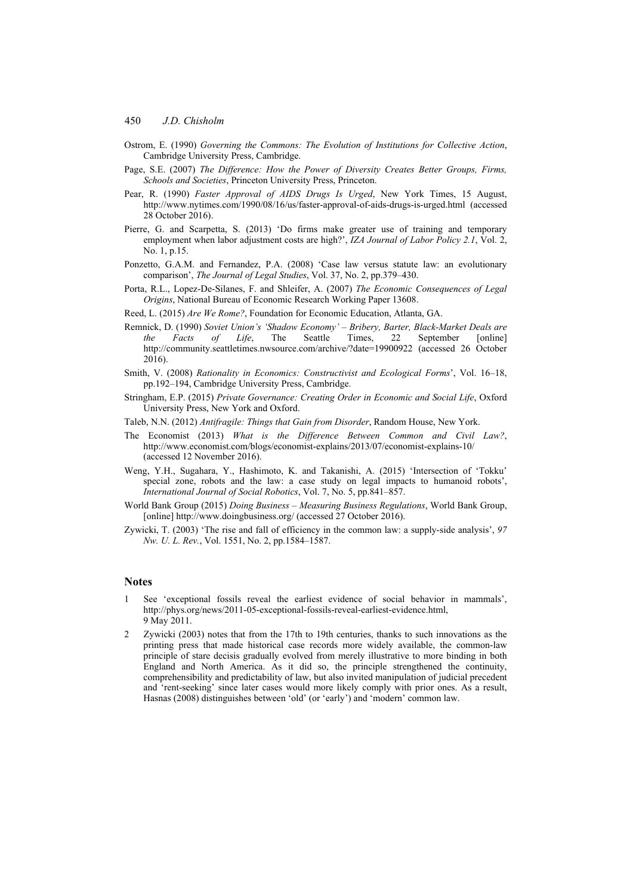Ostrom, E. (1990) *Governing the Commons: The Evolution of Institutions for Collective Action*, Cambridge University Press, Cambridge.

Page, S.E. (2007) *The Difference: How the Power of Diversity Creates Better Groups, Firms, Schools and Societies*, Princeton University Press, Princeton.

Pear, R. (1990) *Faster Approval of AIDS Drugs Is Urged*, New York Times, 15 August, http://www.nytimes.com/1990/08/16/us/faster-approval-of-aids-drugs-is-urged.html (accessed 28 October 2016).

Pierre, G. and Scarpetta, S. (2013) 'Do firms make greater use of training and temporary employment when labor adjustment costs are high?', *IZA Journal of Labor Policy 2.1*, Vol. 2, No. 1, p.15.

Ponzetto, G.A.M. and Fernandez, P.A. (2008) 'Case law versus statute law: an evolutionary comparison', *The Journal of Legal Studies*, Vol. 37, No. 2, pp.379–430.

Porta, R.L., Lopez-De-Silanes, F. and Shleifer, A. (2007) *The Economic Consequences of Legal Origins*, National Bureau of Economic Research Working Paper 13608.

Reed, L. (2015) *Are We Rome?*, Foundation for Economic Education, Atlanta, GA.

Remnick, D. (1990) *Soviet Union's 'Shadow Economy' – Bribery, Barter, Black-Market Deals are the Facts of Life*, The Seattle Times, 22 September [online] http://community.seattletimes.nwsource.com/archive/?date=19900922 (accessed 26 October 2016).

Smith, V. (2008) *Rationality in Economics: Constructivist and Ecological Forms*', Vol. 16–18, pp.192–194, Cambridge University Press, Cambridge.

Stringham, E.P. (2015) *Private Governance: Creating Order in Economic and Social Life*, Oxford University Press, New York and Oxford.

Taleb, N.N. (2012) *Antifragile: Things that Gain from Disorder*, Random House, New York.

The Economist (2013) *What is the Difference Between Common and Civil Law?*, http://www.economist.com/blogs/economist-explains/2013/07/economist-explains-10/ (accessed 12 November 2016).

Weng, Y.H., Sugahara, Y., Hashimoto, K. and Takanishi, A. (2015) 'Intersection of 'Tokku' special zone, robots and the law: a case study on legal impacts to humanoid robots', *International Journal of Social Robotics*, Vol. 7, No. 5, pp.841–857.

World Bank Group (2015) *Doing Business – Measuring Business Regulations*, World Bank Group, [online] http://www.doingbusiness.org/ (accessed 27 October 2016).

Zywicki, T. (2003) 'The rise and fall of efficiency in the common law: a supply-side analysis', *97 Nw. U. L. Rev.*, Vol. 1551, No. 2, pp.1584–1587.

## Notes

1. See 'exceptional fossils reveal the earliest evidence of social behavior in mammals', http://phys.org/news/2011-05-exceptional-fossils-reveal-earliest-evidence.html, 9 May 2011.
2. Zywicki (2003) notes that from the 17th to 19th centuries, thanks to such innovations as the printing press that made historical case records more widely available, the common-law principle of stare decisis gradually evolved from merely illustrative to more binding in both England and North America. As it did so, the principle strengthened the continuity, comprehensibility and predictability of law, but also invited manipulation of judicial precedent and 'rent-seeking' since later cases would more likely comply with prior ones. As a result, Hasnas (2008) distinguishes between 'old' (or 'early') and 'modern' common law.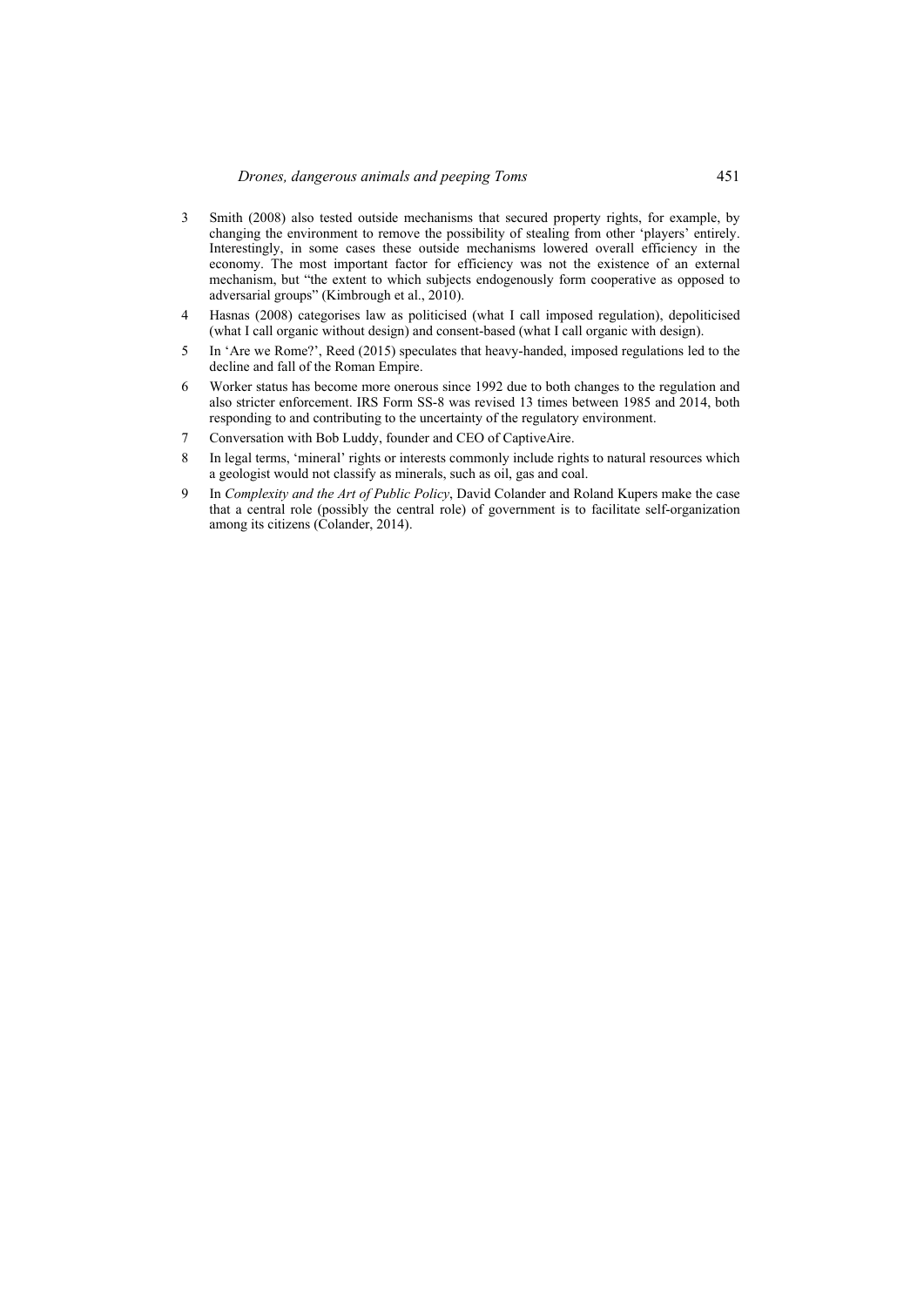3 Smith (2008) also tested outside mechanisms that secured property rights, for example, by changing the environment to remove the possibility of stealing from other 'players' entirely. Interestingly, in some cases these outside mechanisms lowered overall efficiency in the economy. The most important factor for efficiency was not the existence of an external mechanism, but "the extent to which subjects endogenously form cooperative as opposed to adversarial groups" (Kimbrough et al., 2010).

4 Hasnas (2008) categorises law as politicised (what I call imposed regulation), depoliticised (what I call organic without design) and consent-based (what I call organic with design).

5 In 'Are we Rome?', Reed (2015) speculates that heavy-handed, imposed regulations led to the decline and fall of the Roman Empire.

6 Worker status has become more onerous since 1992 due to both changes to the regulation and also stricter enforcement. IRS Form SS-8 was revised 13 times between 1985 and 2014, both responding to and contributing to the uncertainty of the regulatory environment.

7 Conversation with Bob Luddy, founder and CEO of CaptiveAire.

8 In legal terms, 'mineral' rights or interests commonly include rights to natural resources which a geologist would not classify as minerals, such as oil, gas and coal.

9 In *Complexity and the Art of Public Policy*, David Colander and Roland Kupers make the case that a central role (possibly the central role) of government is to facilitate self-organization among its citizens (Colander, 2014).